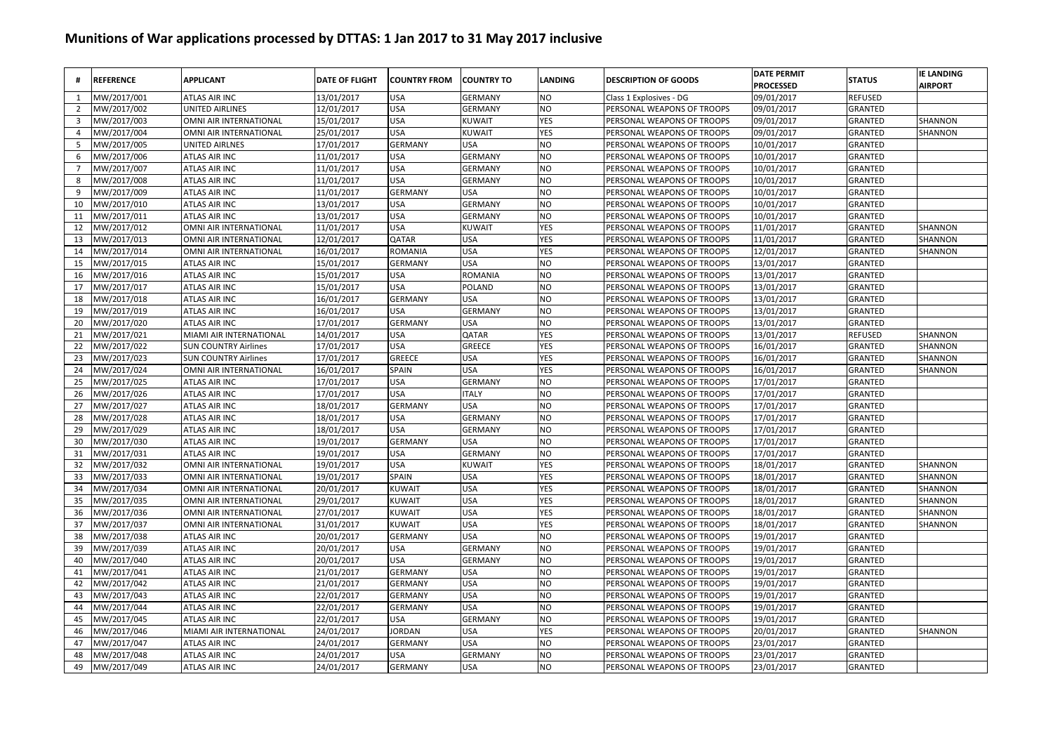# Munitions of War applications processed by DTTAS: 1 Jan 2017 to 31 May 2017 inclusive

| # | REFERENCE | APPLICANT | DATE OF FLIGHT | COUNTRY FROM | COUNTRY TO | LANDING | DESCRIPTION OF GOODS | DATE PERMIT PROCESSED | STATUS | IE LANDING AIRPORT |
|---|---|---|---|---|---|---|---|---|---|---|
| 1 | MW/2017/001 | ATLAS AIR INC | 13/01/2017 | USA | GERMANY | NO | Class 1 Explosives - DG | 09/01/2017 | REFUSED | |
| 2 | MW/2017/002 | UNITED AIRLINES | 12/01/2017 | USA | GERMANY | NO | PERSONAL WEAPONS OF TROOPS | 09/01/2017 | GRANTED | |
| 3 | MW/2017/003 | OMNI AIR INTERNATIONAL | 15/01/2017 | USA | KUWAIT | YES | PERSONAL WEAPONS OF TROOPS | 09/01/2017 | GRANTED | SHANNON |
| 4 | MW/2017/004 | OMNI AIR INTERNATIONAL | 25/01/2017 | USA | KUWAIT | YES | PERSONAL WEAPONS OF TROOPS | 09/01/2017 | GRANTED | SHANNON |
| 5 | MW/2017/005 | UNITED AIRLNES | 17/01/2017 | GERMANY | USA | NO | PERSONAL WEAPONS OF TROOPS | 10/01/2017 | GRANTED | |
| 6 | MW/2017/006 | ATLAS AIR INC | 11/01/2017 | USA | GERMANY | NO | PERSONAL WEAPONS OF TROOPS | 10/01/2017 | GRANTED | |
| 7 | MW/2017/007 | ATLAS AIR INC | 11/01/2017 | USA | GERMANY | NO | PERSONAL WEAPONS OF TROOPS | 10/01/2017 | GRANTED | |
| 8 | MW/2017/008 | ATLAS AIR INC | 11/01/2017 | USA | GERMANY | NO | PERSONAL WEAPONS OF TROOPS | 10/01/2017 | GRANTED | |
| 9 | MW/2017/009 | ATLAS AIR INC | 11/01/2017 | GERMANY | USA | NO | PERSONAL WEAPONS OF TROOPS | 10/01/2017 | GRANTED | |
| 10 | MW/2017/010 | ATLAS AIR INC | 13/01/2017 | USA | GERMANY | NO | PERSONAL WEAPONS OF TROOPS | 10/01/2017 | GRANTED | |
| 11 | MW/2017/011 | ATLAS AIR INC | 13/01/2017 | USA | GERMANY | NO | PERSONAL WEAPONS OF TROOPS | 10/01/2017 | GRANTED | |
| 12 | MW/2017/012 | OMNI AIR INTERNATIONAL | 11/01/2017 | USA | KUWAIT | YES | PERSONAL WEAPONS OF TROOPS | 11/01/2017 | GRANTED | SHANNON |
| 13 | MW/2017/013 | OMNI AIR INTERNATIONAL | 12/01/2017 | QATAR | USA | YES | PERSONAL WEAPONS OF TROOPS | 11/01/2017 | GRANTED | SHANNON |
| 14 | MW/2017/014 | OMNI AIR INTERNATIONAL | 16/01/2017 | ROMANIA | USA | YES | PERSONAL WEAPONS OF TROOPS | 12/01/2017 | GRANTED | SHANNON |
| 15 | MW/2017/015 | ATLAS AIR INC | 15/01/2017 | GERMANY | USA | NO | PERSONAL WEAPONS OF TROOPS | 13/01/2017 | GRANTED | |
| 16 | MW/2017/016 | ATLAS AIR INC | 15/01/2017 | USA | ROMANIA | NO | PERSONAL WEAPONS OF TROOPS | 13/01/2017 | GRANTED | |
| 17 | MW/2017/017 | ATLAS AIR INC | 15/01/2017 | USA | POLAND | NO | PERSONAL WEAPONS OF TROOPS | 13/01/2017 | GRANTED | |
| 18 | MW/2017/018 | ATLAS AIR INC | 16/01/2017 | GERMANY | USA | NO | PERSONAL WEAPONS OF TROOPS | 13/01/2017 | GRANTED | |
| 19 | MW/2017/019 | ATLAS AIR INC | 16/01/2017 | USA | GERMANY | NO | PERSONAL WEAPONS OF TROOPS | 13/01/2017 | GRANTED | |
| 20 | MW/2017/020 | ATLAS AIR INC | 17/01/2017 | GERMANY | USA | NO | PERSONAL WEAPONS OF TROOPS | 13/01/2017 | GRANTED | |
| 21 | MW/2017/021 | MIAMI AIR INTERNATIONAL | 14/01/2017 | USA | QATAR | YES | PERSONAL WEAPONS OF TROOPS | 13/01/2017 | REFUSED | SHANNON |
| 22 | MW/2017/022 | SUN COUNTRY Airlines | 17/01/2017 | USA | GREECE | YES | PERSONAL WEAPONS OF TROOPS | 16/01/2017 | GRANTED | SHANNON |
| 23 | MW/2017/023 | SUN COUNTRY Airlines | 17/01/2017 | GREECE | USA | YES | PERSONAL WEAPONS OF TROOPS | 16/01/2017 | GRANTED | SHANNON |
| 24 | MW/2017/024 | OMNI AIR INTERNATIONAL | 16/01/2017 | SPAIN | USA | YES | PERSONAL WEAPONS OF TROOPS | 16/01/2017 | GRANTED | SHANNON |
| 25 | MW/2017/025 | ATLAS AIR INC | 17/01/2017 | USA | GERMANY | NO | PERSONAL WEAPONS OF TROOPS | 17/01/2017 | GRANTED | |
| 26 | MW/2017/026 | ATLAS AIR INC | 17/01/2017 | USA | ITALY | NO | PERSONAL WEAPONS OF TROOPS | 17/01/2017 | GRANTED | |
| 27 | MW/2017/027 | ATLAS AIR INC | 18/01/2017 | GERMANY | USA | NO | PERSONAL WEAPONS OF TROOPS | 17/01/2017 | GRANTED | |
| 28 | MW/2017/028 | ATLAS AIR INC | 18/01/2017 | USA | GERMANY | NO | PERSONAL WEAPONS OF TROOPS | 17/01/2017 | GRANTED | |
| 29 | MW/2017/029 | ATLAS AIR INC | 18/01/2017 | USA | GERMANY | NO | PERSONAL WEAPONS OF TROOPS | 17/01/2017 | GRANTED | |
| 30 | MW/2017/030 | ATLAS AIR INC | 19/01/2017 | GERMANY | USA | NO | PERSONAL WEAPONS OF TROOPS | 17/01/2017 | GRANTED | |
| 31 | MW/2017/031 | ATLAS AIR INC | 19/01/2017 | USA | GERMANY | NO | PERSONAL WEAPONS OF TROOPS | 17/01/2017 | GRANTED | |
| 32 | MW/2017/032 | OMNI AIR INTERNATIONAL | 19/01/2017 | USA | KUWAIT | YES | PERSONAL WEAPONS OF TROOPS | 18/01/2017 | GRANTED | SHANNON |
| 33 | MW/2017/033 | OMNI AIR INTERNATIONAL | 19/01/2017 | SPAIN | USA | YES | PERSONAL WEAPONS OF TROOPS | 18/01/2017 | GRANTED | SHANNON |
| 34 | MW/2017/034 | OMNI AIR INTERNATIONAL | 20/01/2017 | KUWAIT | USA | YES | PERSONAL WEAPONS OF TROOPS | 18/01/2017 | GRANTED | SHANNON |
| 35 | MW/2017/035 | OMNI AIR INTERNATIONAL | 29/01/2017 | KUWAIT | USA | YES | PERSONAL WEAPONS OF TROOPS | 18/01/2017 | GRANTED | SHANNON |
| 36 | MW/2017/036 | OMNI AIR INTERNATIONAL | 27/01/2017 | KUWAIT | USA | YES | PERSONAL WEAPONS OF TROOPS | 18/01/2017 | GRANTED | SHANNON |
| 37 | MW/2017/037 | OMNI AIR INTERNATIONAL | 31/01/2017 | KUWAIT | USA | YES | PERSONAL WEAPONS OF TROOPS | 18/01/2017 | GRANTED | SHANNON |
| 38 | MW/2017/038 | ATLAS AIR INC | 20/01/2017 | GERMANY | USA | NO | PERSONAL WEAPONS OF TROOPS | 19/01/2017 | GRANTED | |
| 39 | MW/2017/039 | ATLAS AIR INC | 20/01/2017 | USA | GERMANY | NO | PERSONAL WEAPONS OF TROOPS | 19/01/2017 | GRANTED | |
| 40 | MW/2017/040 | ATLAS AIR INC | 20/01/2017 | USA | GERMANY | NO | PERSONAL WEAPONS OF TROOPS | 19/01/2017 | GRANTED | |
| 41 | MW/2017/041 | ATLAS AIR INC | 21/01/2017 | GERMANY | USA | NO | PERSONAL WEAPONS OF TROOPS | 19/01/2017 | GRANTED | |
| 42 | MW/2017/042 | ATLAS AIR INC | 21/01/2017 | GERMANY | USA | NO | PERSONAL WEAPONS OF TROOPS | 19/01/2017 | GRANTED | |
| 43 | MW/2017/043 | ATLAS AIR INC | 22/01/2017 | GERMANY | USA | NO | PERSONAL WEAPONS OF TROOPS | 19/01/2017 | GRANTED | |
| 44 | MW/2017/044 | ATLAS AIR INC | 22/01/2017 | GERMANY | USA | NO | PERSONAL WEAPONS OF TROOPS | 19/01/2017 | GRANTED | |
| 45 | MW/2017/045 | ATLAS AIR INC | 22/01/2017 | USA | GERMANY | NO | PERSONAL WEAPONS OF TROOPS | 19/01/2017 | GRANTED | |
| 46 | MW/2017/046 | MIAMI AIR INTERNATIONAL | 24/01/2017 | JORDAN | USA | YES | PERSONAL WEAPONS OF TROOPS | 20/01/2017 | GRANTED | SHANNON |
| 47 | MW/2017/047 | ATLAS AIR INC | 24/01/2017 | GERMANY | USA | NO | PERSONAL WEAPONS OF TROOPS | 23/01/2017 | GRANTED | |
| 48 | MW/2017/048 | ATLAS AIR INC | 24/01/2017 | USA | GERMANY | NO | PERSONAL WEAPONS OF TROOPS | 23/01/2017 | GRANTED | |
| 49 | MW/2017/049 | ATLAS AIR INC | 24/01/2017 | GERMANY | USA | NO | PERSONAL WEAPONS OF TROOPS | 23/01/2017 | GRANTED | |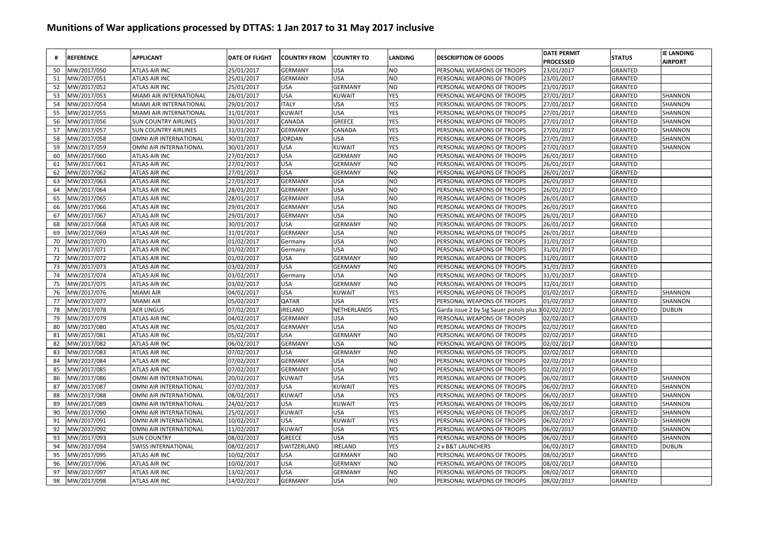# Munitions of War applications processed by DTTAS: 1 Jan 2017 to 31 May 2017 inclusive

| # | REFERENCE | APPLICANT | DATE OF FLIGHT | COUNTRY FROM | COUNTRY TO | LANDING | DESCRIPTION OF GOODS | DATE PERMIT PROCESSED | STATUS | IE LANDING AIRPORT |
|---|---|---|---|---|---|---|---|---|---|---|
| 50 | MW/2017/050 | ATLAS AIR INC | 25/01/2017 | GERMANY | USA | NO | PERSONAL WEAPONS OF TROOPS | 23/01/2017 | GRANTED | |
| 51 | MW/2017/051 | ATLAS AIR INC | 25/01/2017 | GERMANY | USA | NO | PERSONAL WEAPONS OF TROOPS | 23/01/2017 | GRANTED | |
| 52 | MW/2017/052 | ATLAS AIR INC | 25/01/2017 | USA | GERMANY | NO | PERSONAL WEAPONS OF TROOPS | 23/01/2017 | GRANTED | |
| 53 | MW/2017/053 | MIAMI AIR INTERNATIONAL | 28/01/2017 | USA | KUWAIT | YES | PERSONAL WEAPONS OF TROOPS | 27/01/2017 | GRANTED | SHANNON |
| 54 | MW/2017/054 | MIAMI AIR INTERNATIONAL | 29/01/2017 | ITALY | USA | YES | PERSONAL WEAPONS OF TROOPS | 27/01/2017 | GRANTED | SHANNON |
| 55 | MW/2017/055 | MIAMI AIR INTERNATIONAL | 31/01/2017 | KUWAIT | USA | YES | PERSONAL WEAPONS OF TROOPS | 27/01/2017 | GRANTED | SHANNON |
| 56 | MW/2017/056 | SUN COUNTRY AIRLINES | 30/01/2017 | CANADA | GREECE | YES | PERSONAL WEAPONS OF TROOPS | 27/01/2017 | GRANTED | SHANNON |
| 57 | MW/2017/057 | SUN COUNTRY AIRLINES | 31/01/2017 | GERMANY | CANADA | YES | PERSONAL WEAPONS OF TROOPS | 27/01/2017 | GRANTED | SHANNON |
| 58 | MW/2017/058 | OMNI AIR INTERNATIONAL | 30/01/2017 | JORDAN | USA | YES | PERSONAL WEAPONS OF TROOPS | 27/01/2017 | GRANTED | SHANNON |
| 59 | MW/2017/059 | OMNI AIR INTERNATIONAL | 30/01/2017 | USA | KUWAIT | YES | PERSONAL WEAPONS OF TROOPS | 27/01/2017 | GRANTED | SHANNON |
| 60 | MW/2017/060 | ATLAS AIR INC | 27/01/2017 | USA | GERMANY | NO | PERSONAL WEAPONS OF TROOPS | 26/01/2017 | GRANTED | |
| 61 | MW/2017/061 | ATLAS AIR INC | 27/01/2017 | USA | GERMANY | NO | PERSONAL WEAPONS OF TROOPS | 26/01/2017 | GRANTED | |
| 62 | MW/2017/062 | ATLAS AIR INC | 27/01/2017 | USA | GERMANY | NO | PERSONAL WEAPONS OF TROOPS | 26/01/2017 | GRANTED | |
| 63 | MW/2017/063 | ATLAS AIR INC | 27/01/2017 | GERMANY | USA | NO | PERSONAL WEAPONS OF TROOPS | 26/01/2017 | GRANTED | |
| 64 | MW/2017/064 | ATLAS AIR INC | 28/01/2017 | GERMANY | USA | NO | PERSONAL WEAPONS OF TROOPS | 26/01/2017 | GRANTED | |
| 65 | MW/2017/065 | ATLAS AIR INC | 28/01/2017 | GERMANY | USA | NO | PERSONAL WEAPONS OF TROOPS | 26/01/2017 | GRANTED | |
| 66 | MW/2017/066 | ATLAS AIR INC | 29/01/2017 | GERMANY | USA | NO | PERSONAL WEAPONS OF TROOPS | 26/01/2017 | GRANTED | |
| 67 | MW/2017/067 | ATLAS AIR INC | 29/01/2017 | GERMANY | USA | NO | PERSONAL WEAPONS OF TROOPS | 26/01/2017 | GRANTED | |
| 68 | MW/2017/068 | ATLAS AIR INC | 30/01/2017 | USA | GERMANY | NO | PERSONAL WEAPONS OF TROOPS | 26/01/2017 | GRANTED | |
| 69 | MW/2017/069 | ATLAS AIR INC | 31/01/2017 | GERMANY | USA | NO | PERSONAL WEAPONS OF TROOPS | 26/01/2017 | GRANTED | |
| 70 | MW/2017/070 | ATLAS AIR INC | 01/02/2017 | Germany | USA | NO | PERSONAL WEAPONS OF TROOPS | 31/01/2017 | GRANTED | |
| 71 | MW/2017/071 | ATLAS AIR INC | 01/02/2017 | Germany | USA | NO | PERSONAL WEAPONS OF TROOPS | 31/01/2017 | GRANTED | |
| 72 | MW/2017/072 | ATLAS AIR INC | 01/02/2017 | USA | GERMANY | NO | PERSONAL WEAPONS OF TROOPS | 31/01/2017 | GRANTED | |
| 73 | MW/2017/073 | ATLAS AIR INC | 03/02/2017 | USA | GERMANY | NO | PERSONAL WEAPONS OF TROOPS | 31/01/2017 | GRANTED | |
| 74 | MW/2017/074 | ATLAS AIR INC | 03/02/2017 | Germany | USA | NO | PERSONAL WEAPONS OF TROOPS | 31/01/2017 | GRANTED | |
| 75 | MW/2017/075 | ATLAS AIR INC | 03/02/2017 | USA | GERMANY | NO | PERSONAL WEAPONS OF TROOPS | 31/01/2017 | GRANTED | |
| 76 | MW/2017/076 | MIAMI AIR | 04/02/2017 | USA | KUWAIT | YES | PERSONAL WEAPONS OF TROOPS | 01/02/2017 | GRANTED | SHANNON |
| 77 | MW/2017/077 | MIAMI AIR | 05/02/2017 | QATAR | USA | YES | PERSONAL WEAPONS OF TROOPS | 01/02/2017 | GRANTED | SHANNON |
| 78 | MW/2017/078 | AER LINGUS | 07/02/2017 | IRELAND | NETHERLANDS | YES | Garda issue 2 by Sig Sauer pistols plus 3 | 02/02/2017 | GRANTED | DUBLIN |
| 79 | MW/2017/079 | ATLAS AIR INC | 04/02/2017 | GERMANY | USA | NO | PERSONAL WEAPONS OF TROOPS | 02/02/2017 | GRANTED | |
| 80 | MW/2017/080 | ATLAS AIR INC | 05/02/2017 | GERMANY | USA | NO | PERSONAL WEAPONS OF TROOPS | 02/02/2017 | GRANTED | |
| 81 | MW/2017/081 | ATLAS AIR INC | 05/02/2017 | USA | GERMANY | NO | PERSONAL WEAPONS OF TROOPS | 02/02/2017 | GRANTED | |
| 82 | MW/2017/082 | ATLAS AIR INC | 06/02/2017 | GERMANY | USA | NO | PERSONAL WEAPONS OF TROOPS | 02/02/2017 | GRANTED | |
| 83 | MW/2017/083 | ATLAS AIR INC | 07/02/2017 | USA | GERMANY | NO | PERSONAL WEAPONS OF TROOPS | 02/02/2017 | GRANTED | |
| 84 | MW/2017/084 | ATLAS AIR INC | 07/02/2017 | GERMANY | USA | NO | PERSONAL WEAPONS OF TROOPS | 02/02/2017 | GRANTED | |
| 85 | MW/2017/085 | ATLAS AIR INC | 07/02/2017 | GERMANY | USA | NO | PERSONAL WEAPONS OF TROOPS | 02/02/2017 | GRANTED | |
| 86 | MW/2017/086 | OMNI AIR INTERNATIONAL | 20/02/2017 | KUWAIT | USA | YES | PERSONAL WEAPONS OF TROOPS | 06/02/2017 | GRANTED | SHANNON |
| 87 | MW/2017/087 | OMNI AIR INTERNATIONAL | 07/02/2017 | USA | KUWAIT | YES | PERSONAL WEAPONS OF TROOPS | 06/02/2017 | GRANTED | SHANNON |
| 88 | MW/2017/088 | OMNI AIR INTERNATIONAL | 08/02/2017 | KUWAIT | USA | YES | PERSONAL WEAPONS OF TROOPS | 06/02/2017 | GRANTED | SHANNON |
| 89 | MW/2017/089 | OMNI AIR INTERNATIONAL | 24/02/2017 | USA | KUWAIT | YES | PERSONAL WEAPONS OF TROOPS | 06/02/2017 | GRANTED | SHANNON |
| 90 | MW/2017/090 | OMNI AIR INTERNATIONAL | 25/02/2017 | KUWAIT | USA | YES | PERSONAL WEAPONS OF TROOPS | 06/02/2017 | GRANTED | SHANNON |
| 91 | MW/2017/091 | OMNI AIR INTERNATIONAL | 10/02/2017 | USA | KUWAIT | YES | PERSONAL WEAPONS OF TROOPS | 06/02/2017 | GRANTED | SHANNON |
| 92 | MW/2017/092 | OMNI AIR INTERNATIONAL | 11/02/2017 | KUWAIT | USA | YES | PERSONAL WEAPONS OF TROOPS | 06/02/2017 | GRANTED | SHANNON |
| 93 | MW/2017/093 | SUN COUNTRY | 08/02/2017 | GREECE | USA | YES | PERSONAL WEAPONS OF TROOPS | 06/02/2017 | GRANTED | SHANNON |
| 94 | MW/2017/094 | SWISS INTERNATIONAL | 08/02/2017 | SWITZERLAND | IRELAND | YES | 2 x B&T LAUNCHERS | 06/02/2017 | GRANTED | DUBLIN |
| 95 | MW/2017/095 | ATLAS AIR INC | 10/02/2017 | USA | GERMANY | NO | PERSONAL WEAPONS OF TROOPS | 08/02/2017 | GRANTED | |
| 96 | MW/2017/096 | ATLAS AIR INC | 10/02/2017 | USA | GERMANY | NO | PERSONAL WEAPONS OF TROOPS | 08/02/2017 | GRANTED | |
| 97 | MW/2017/097 | ATLAS AIR INC | 13/02/2017 | USA | GERMANY | NO | PERSONAL WEAPONS OF TROOPS | 08/02/2017 | GRANTED | |
| 98 | MW/2017/098 | ATLAS AIR INC | 14/02/2017 | GERMANY | USA | NO | PERSONAL WEAPONS OF TROOPS | 08/02/2017 | GRANTED | |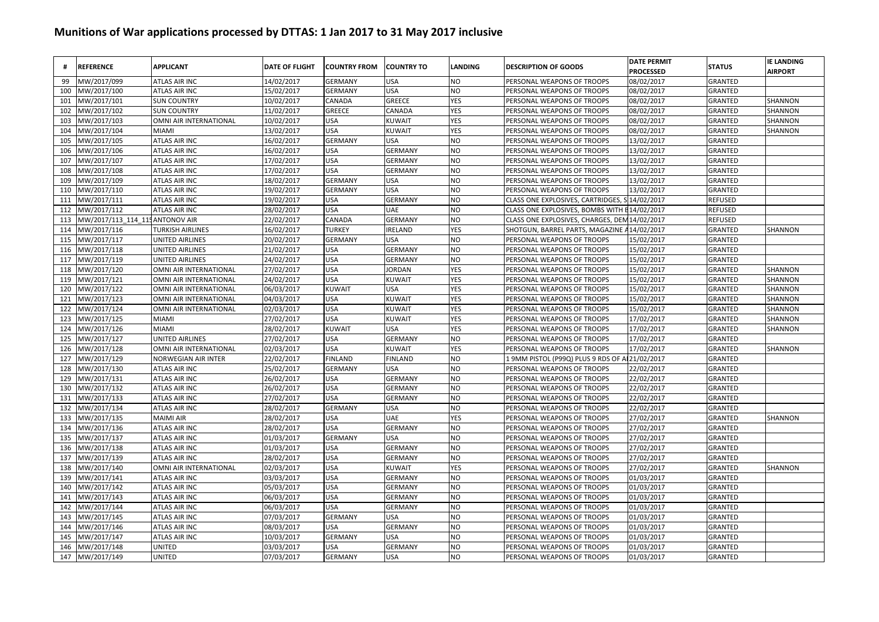# Munitions of War applications processed by DTTAS: 1 Jan 2017 to 31 May 2017 inclusive

| # | REFERENCE | APPLICANT | DATE OF FLIGHT | COUNTRY FROM | COUNTRY TO | LANDING | DESCRIPTION OF GOODS | DATE PERMIT PROCESSED | STATUS | IE LANDING AIRPORT |
|---|---|---|---|---|---|---|---|---|---|---|
| 99 | MW/2017/099 | ATLAS AIR INC | 14/02/2017 | GERMANY | USA | NO | PERSONAL WEAPONS OF TROOPS | 08/02/2017 | GRANTED | |
| 100 | MW/2017/100 | ATLAS AIR INC | 15/02/2017 | GERMANY | USA | NO | PERSONAL WEAPONS OF TROOPS | 08/02/2017 | GRANTED | |
| 101 | MW/2017/101 | SUN COUNTRY | 10/02/2017 | CANADA | GREECE | YES | PERSONAL WEAPONS OF TROOPS | 08/02/2017 | GRANTED | SHANNON |
| 102 | MW/2017/102 | SUN COUNTRY | 11/02/2017 | GREECE | CANADA | YES | PERSONAL WEAPONS OF TROOPS | 08/02/2017 | GRANTED | SHANNON |
| 103 | MW/2017/103 | OMNI AIR INTERNATIONAL | 10/02/2017 | USA | KUWAIT | YES | PERSONAL WEAPONS OF TROOPS | 08/02/2017 | GRANTED | SHANNON |
| 104 | MW/2017/104 | MIAMI | 13/02/2017 | USA | KUWAIT | YES | PERSONAL WEAPONS OF TROOPS | 08/02/2017 | GRANTED | SHANNON |
| 105 | MW/2017/105 | ATLAS AIR INC | 16/02/2017 | GERMANY | USA | NO | PERSONAL WEAPONS OF TROOPS | 13/02/2017 | GRANTED | |
| 106 | MW/2017/106 | ATLAS AIR INC | 16/02/2017 | USA | GERMANY | NO | PERSONAL WEAPONS OF TROOPS | 13/02/2017 | GRANTED | |
| 107 | MW/2017/107 | ATLAS AIR INC | 17/02/2017 | USA | GERMANY | NO | PERSONAL WEAPONS OF TROOPS | 13/02/2017 | GRANTED | |
| 108 | MW/2017/108 | ATLAS AIR INC | 17/02/2017 | USA | GERMANY | NO | PERSONAL WEAPONS OF TROOPS | 13/02/2017 | GRANTED | |
| 109 | MW/2017/109 | ATLAS AIR INC | 18/02/2017 | GERMANY | USA | NO | PERSONAL WEAPONS OF TROOPS | 13/02/2017 | GRANTED | |
| 110 | MW/2017/110 | ATLAS AIR INC | 19/02/2017 | GERMANY | USA | NO | PERSONAL WEAPONS OF TROOPS | 13/02/2017 | GRANTED | |
| 111 | MW/2017/111 | ATLAS AIR INC | 19/02/2017 | USA | GERMANY | NO | CLASS ONE EXPLOSIVES, CARTRIDGES, S | 14/02/2017 | REFUSED | |
| 112 | MW/2017/112 | ATLAS AIR INC | 28/02/2017 | USA | UAE | NO | CLASS ONE EXPLOSIVES, BOMBS WITH B | 14/02/2017 | REFUSED | |
| 113 | MW/2017/113_114_115 | ANTONOV AIR | 22/02/2017 | CANADA | GERMANY | NO | CLASS ONE EXPLOSIVES, CHARGES, DEM | 14/02/2017 | REFUSED | |
| 114 | MW/2017/116 | TURKISH AIRLINES | 16/02/2017 | TURKEY | IRELAND | YES | SHOTGUN, BARREL PARTS, MAGAZINE A | 14/02/2017 | GRANTED | SHANNON |
| 115 | MW/2017/117 | UNITED AIRLINES | 20/02/2017 | GERMANY | USA | NO | PERSONAL WEAPONS OF TROOPS | 15/02/2017 | GRANTED | |
| 116 | MW/2017/118 | UNITED AIRLINES | 21/02/2017 | USA | GERMANY | NO | PERSONAL WEAPONS OF TROOPS | 15/02/2017 | GRANTED | |
| 117 | MW/2017/119 | UNITED AIRLINES | 24/02/2017 | USA | GERMANY | NO | PERSONAL WEAPONS OF TROOPS | 15/02/2017 | GRANTED | |
| 118 | MW/2017/120 | OMNI AIR INTERNATIONAL | 27/02/2017 | USA | JORDAN | YES | PERSONAL WEAPONS OF TROOPS | 15/02/2017 | GRANTED | SHANNON |
| 119 | MW/2017/121 | OMNI AIR INTERNATIONAL | 24/02/2017 | USA | KUWAIT | YES | PERSONAL WEAPONS OF TROOPS | 15/02/2017 | GRANTED | SHANNON |
| 120 | MW/2017/122 | OMNI AIR INTERNATIONAL | 06/03/2017 | KUWAIT | USA | YES | PERSONAL WEAPONS OF TROOPS | 15/02/2017 | GRANTED | SHANNON |
| 121 | MW/2017/123 | OMNI AIR INTERNATIONAL | 04/03/2017 | USA | KUWAIT | YES | PERSONAL WEAPONS OF TROOPS | 15/02/2017 | GRANTED | SHANNON |
| 122 | MW/2017/124 | OMNI AIR INTERNATIONAL | 02/03/2017 | USA | KUWAIT | YES | PERSONAL WEAPONS OF TROOPS | 15/02/2017 | GRANTED | SHANNON |
| 123 | MW/2017/125 | MIAMI | 27/02/2017 | USA | KUWAIT | YES | PERSONAL WEAPONS OF TROOPS | 17/02/2017 | GRANTED | SHANNON |
| 124 | MW/2017/126 | MIAMI | 28/02/2017 | KUWAIT | USA | YES | PERSONAL WEAPONS OF TROOPS | 17/02/2017 | GRANTED | SHANNON |
| 125 | MW/2017/127 | UNITED AIRLINES | 27/02/2017 | USA | GERMANY | NO | PERSONAL WEAPONS OF TROOPS | 17/02/2017 | GRANTED | |
| 126 | MW/2017/128 | OMNI AIR INTERNATIONAL | 02/03/2017 | USA | KUWAIT | YES | PERSONAL WEAPONS OF TROOPS | 17/02/2017 | GRANTED | SHANNON |
| 127 | MW/2017/129 | NORWEGIAN AIR INTER | 22/02/2017 | FINLAND | FINLAND | NO | 1 9MM PISTOL (P99Q) PLUS 9 RDS OF A | 21/02/2017 | GRANTED | |
| 128 | MW/2017/130 | ATLAS AIR INC | 25/02/2017 | GERMANY | USA | NO | PERSONAL WEAPONS OF TROOPS | 22/02/2017 | GRANTED | |
| 129 | MW/2017/131 | ATLAS AIR INC | 26/02/2017 | USA | GERMANY | NO | PERSONAL WEAPONS OF TROOPS | 22/02/2017 | GRANTED | |
| 130 | MW/2017/132 | ATLAS AIR INC | 26/02/2017 | USA | GERMANY | NO | PERSONAL WEAPONS OF TROOPS | 22/02/2017 | GRANTED | |
| 131 | MW/2017/133 | ATLAS AIR INC | 27/02/2017 | USA | GERMANY | NO | PERSONAL WEAPONS OF TROOPS | 22/02/2017 | GRANTED | |
| 132 | MW/2017/134 | ATLAS AIR INC | 28/02/2017 | GERMANY | USA | NO | PERSONAL WEAPONS OF TROOPS | 22/02/2017 | GRANTED | |
| 133 | MW/2017/135 | MAIMI AIR | 28/02/2017 | USA | UAE | YES | PERSONAL WEAPONS OF TROOPS | 27/02/2017 | GRANTED | SHANNON |
| 134 | MW/2017/136 | ATLAS AIR INC | 28/02/2017 | USA | GERMANY | NO | PERSONAL WEAPONS OF TROOPS | 27/02/2017 | GRANTED | |
| 135 | MW/2017/137 | ATLAS AIR INC | 01/03/2017 | GERMANY | USA | NO | PERSONAL WEAPONS OF TROOPS | 27/02/2017 | GRANTED | |
| 136 | MW/2017/138 | ATLAS AIR INC | 01/03/2017 | USA | GERMANY | NO | PERSONAL WEAPONS OF TROOPS | 27/02/2017 | GRANTED | |
| 137 | MW/2017/139 | ATLAS AIR INC | 28/02/2017 | USA | GERMANY | NO | PERSONAL WEAPONS OF TROOPS | 27/02/2017 | GRANTED | |
| 138 | MW/2017/140 | OMNI AIR INTERNATIONAL | 02/03/2017 | USA | KUWAIT | YES | PERSONAL WEAPONS OF TROOPS | 27/02/2017 | GRANTED | SHANNON |
| 139 | MW/2017/141 | ATLAS AIR INC | 03/03/2017 | USA | GERMANY | NO | PERSONAL WEAPONS OF TROOPS | 01/03/2017 | GRANTED | |
| 140 | MW/2017/142 | ATLAS AIR INC | 05/03/2017 | USA | GERMANY | NO | PERSONAL WEAPONS OF TROOPS | 01/03/2017 | GRANTED | |
| 141 | MW/2017/143 | ATLAS AIR INC | 06/03/2017 | USA | GERMANY | NO | PERSONAL WEAPONS OF TROOPS | 01/03/2017 | GRANTED | |
| 142 | MW/2017/144 | ATLAS AIR INC | 06/03/2017 | USA | GERMANY | NO | PERSONAL WEAPONS OF TROOPS | 01/03/2017 | GRANTED | |
| 143 | MW/2017/145 | ATLAS AIR INC | 07/03/2017 | GERMANY | USA | NO | PERSONAL WEAPONS OF TROOPS | 01/03/2017 | GRANTED | |
| 144 | MW/2017/146 | ATLAS AIR INC | 08/03/2017 | USA | GERMANY | NO | PERSONAL WEAPONS OF TROOPS | 01/03/2017 | GRANTED | |
| 145 | MW/2017/147 | ATLAS AIR INC | 10/03/2017 | GERMANY | USA | NO | PERSONAL WEAPONS OF TROOPS | 01/03/2017 | GRANTED | |
| 146 | MW/2017/148 | UNITED | 03/03/2017 | USA | GERMANY | NO | PERSONAL WEAPONS OF TROOPS | 01/03/2017 | GRANTED | |
| 147 | MW/2017/149 | UNITED | 07/03/2017 | GERMANY | USA | NO | PERSONAL WEAPONS OF TROOPS | 01/03/2017 | GRANTED | |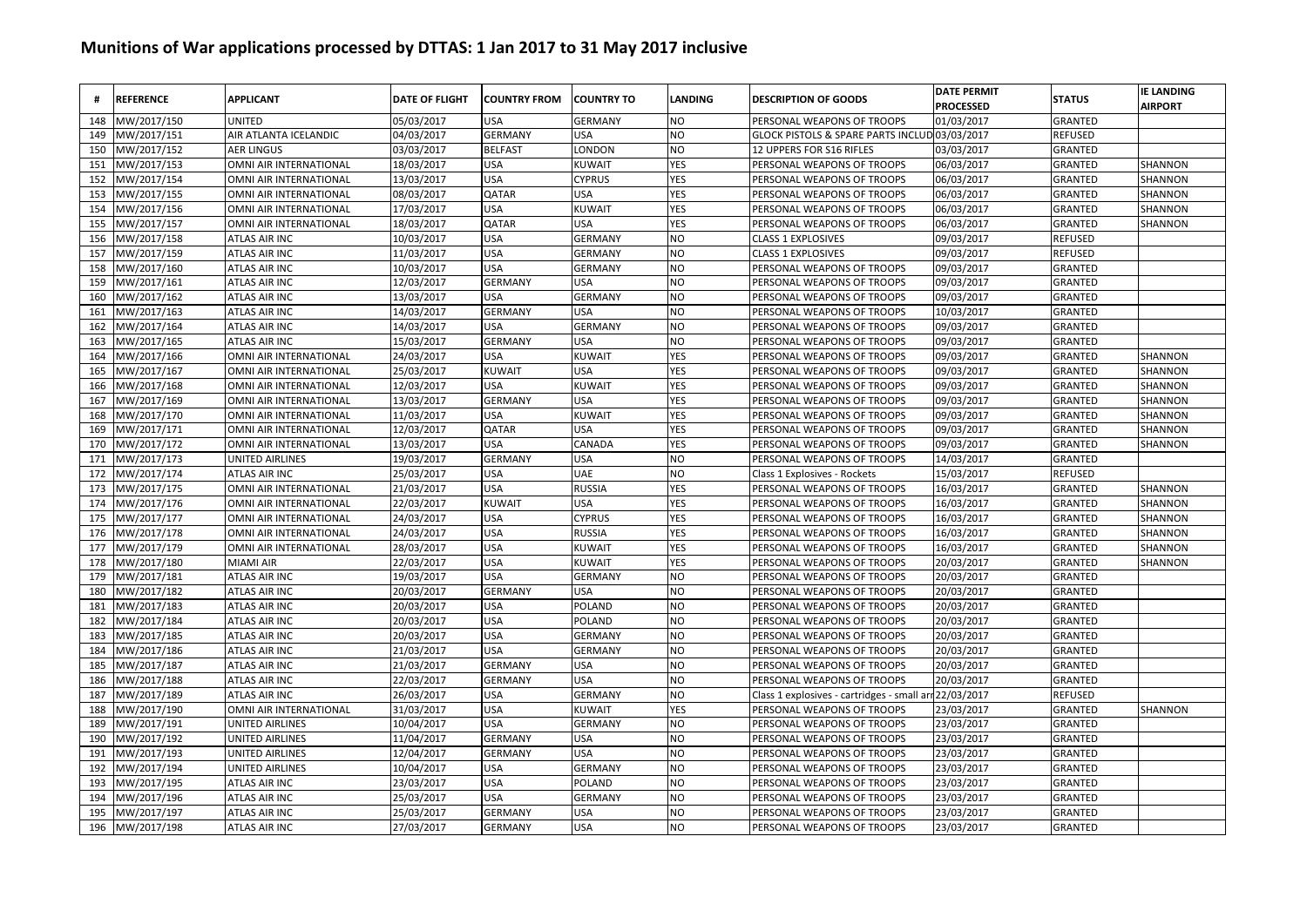# Munitions of War applications processed by DTTAS: 1 Jan 2017 to 31 May 2017 inclusive

| # | REFERENCE | APPLICANT | DATE OF FLIGHT | COUNTRY FROM | COUNTRY TO | LANDING | DESCRIPTION OF GOODS | DATE PERMIT PROCESSED | STATUS | IE LANDING AIRPORT |
|---|---|---|---|---|---|---|---|---|---|---|
| 148 | MW/2017/150 | UNITED | 05/03/2017 | USA | GERMANY | NO | PERSONAL WEAPONS OF TROOPS | 01/03/2017 | GRANTED | |
| 149 | MW/2017/151 | AIR ATLANTA ICELANDIC | 04/03/2017 | GERMANY | USA | NO | GLOCK PISTOLS & SPARE PARTS INCLUD | 03/03/2017 | REFUSED | |
| 150 | MW/2017/152 | AER LINGUS | 03/03/2017 | BELFAST | LONDON | NO | 12 UPPERS FOR S16 RIFLES | 03/03/2017 | GRANTED | |
| 151 | MW/2017/153 | OMNI AIR INTERNATIONAL | 18/03/2017 | USA | KUWAIT | YES | PERSONAL WEAPONS OF TROOPS | 06/03/2017 | GRANTED | SHANNON |
| 152 | MW/2017/154 | OMNI AIR INTERNATIONAL | 13/03/2017 | USA | CYPRUS | YES | PERSONAL WEAPONS OF TROOPS | 06/03/2017 | GRANTED | SHANNON |
| 153 | MW/2017/155 | OMNI AIR INTERNATIONAL | 08/03/2017 | QATAR | USA | YES | PERSONAL WEAPONS OF TROOPS | 06/03/2017 | GRANTED | SHANNON |
| 154 | MW/2017/156 | OMNI AIR INTERNATIONAL | 17/03/2017 | USA | KUWAIT | YES | PERSONAL WEAPONS OF TROOPS | 06/03/2017 | GRANTED | SHANNON |
| 155 | MW/2017/157 | OMNI AIR INTERNATIONAL | 18/03/2017 | QATAR | USA | YES | PERSONAL WEAPONS OF TROOPS | 06/03/2017 | GRANTED | SHANNON |
| 156 | MW/2017/158 | ATLAS AIR INC | 10/03/2017 | USA | GERMANY | NO | CLASS 1 EXPLOSIVES | 09/03/2017 | REFUSED | |
| 157 | MW/2017/159 | ATLAS AIR INC | 11/03/2017 | USA | GERMANY | NO | CLASS 1 EXPLOSIVES | 09/03/2017 | REFUSED | |
| 158 | MW/2017/160 | ATLAS AIR INC | 10/03/2017 | USA | GERMANY | NO | PERSONAL WEAPONS OF TROOPS | 09/03/2017 | GRANTED | |
| 159 | MW/2017/161 | ATLAS AIR INC | 12/03/2017 | GERMANY | USA | NO | PERSONAL WEAPONS OF TROOPS | 09/03/2017 | GRANTED | |
| 160 | MW/2017/162 | ATLAS AIR INC | 13/03/2017 | USA | GERMANY | NO | PERSONAL WEAPONS OF TROOPS | 09/03/2017 | GRANTED | |
| 161 | MW/2017/163 | ATLAS AIR INC | 14/03/2017 | GERMANY | USA | NO | PERSONAL WEAPONS OF TROOPS | 10/03/2017 | GRANTED | |
| 162 | MW/2017/164 | ATLAS AIR INC | 14/03/2017 | USA | GERMANY | NO | PERSONAL WEAPONS OF TROOPS | 09/03/2017 | GRANTED | |
| 163 | MW/2017/165 | ATLAS AIR INC | 15/03/2017 | GERMANY | USA | NO | PERSONAL WEAPONS OF TROOPS | 09/03/2017 | GRANTED | |
| 164 | MW/2017/166 | OMNI AIR INTERNATIONAL | 24/03/2017 | USA | KUWAIT | YES | PERSONAL WEAPONS OF TROOPS | 09/03/2017 | GRANTED | SHANNON |
| 165 | MW/2017/167 | OMNI AIR INTERNATIONAL | 25/03/2017 | KUWAIT | USA | YES | PERSONAL WEAPONS OF TROOPS | 09/03/2017 | GRANTED | SHANNON |
| 166 | MW/2017/168 | OMNI AIR INTERNATIONAL | 12/03/2017 | USA | KUWAIT | YES | PERSONAL WEAPONS OF TROOPS | 09/03/2017 | GRANTED | SHANNON |
| 167 | MW/2017/169 | OMNI AIR INTERNATIONAL | 13/03/2017 | GERMANY | USA | YES | PERSONAL WEAPONS OF TROOPS | 09/03/2017 | GRANTED | SHANNON |
| 168 | MW/2017/170 | OMNI AIR INTERNATIONAL | 11/03/2017 | USA | KUWAIT | YES | PERSONAL WEAPONS OF TROOPS | 09/03/2017 | GRANTED | SHANNON |
| 169 | MW/2017/171 | OMNI AIR INTERNATIONAL | 12/03/2017 | QATAR | USA | YES | PERSONAL WEAPONS OF TROOPS | 09/03/2017 | GRANTED | SHANNON |
| 170 | MW/2017/172 | OMNI AIR INTERNATIONAL | 13/03/2017 | USA | CANADA | YES | PERSONAL WEAPONS OF TROOPS | 09/03/2017 | GRANTED | SHANNON |
| 171 | MW/2017/173 | UNITED AIRLINES | 19/03/2017 | GERMANY | USA | NO | PERSONAL WEAPONS OF TROOPS | 14/03/2017 | GRANTED | |
| 172 | MW/2017/174 | ATLAS AIR INC | 25/03/2017 | USA | UAE | NO | Class 1 Explosives - Rockets | 15/03/2017 | REFUSED | |
| 173 | MW/2017/175 | OMNI AIR INTERNATIONAL | 21/03/2017 | USA | RUSSIA | YES | PERSONAL WEAPONS OF TROOPS | 16/03/2017 | GRANTED | SHANNON |
| 174 | MW/2017/176 | OMNI AIR INTERNATIONAL | 22/03/2017 | KUWAIT | USA | YES | PERSONAL WEAPONS OF TROOPS | 16/03/2017 | GRANTED | SHANNON |
| 175 | MW/2017/177 | OMNI AIR INTERNATIONAL | 24/03/2017 | USA | CYPRUS | YES | PERSONAL WEAPONS OF TROOPS | 16/03/2017 | GRANTED | SHANNON |
| 176 | MW/2017/178 | OMNI AIR INTERNATIONAL | 24/03/2017 | USA | RUSSIA | YES | PERSONAL WEAPONS OF TROOPS | 16/03/2017 | GRANTED | SHANNON |
| 177 | MW/2017/179 | OMNI AIR INTERNATIONAL | 28/03/2017 | USA | KUWAIT | YES | PERSONAL WEAPONS OF TROOPS | 16/03/2017 | GRANTED | SHANNON |
| 178 | MW/2017/180 | MIAMI AIR | 22/03/2017 | USA | KUWAIT | YES | PERSONAL WEAPONS OF TROOPS | 20/03/2017 | GRANTED | SHANNON |
| 179 | MW/2017/181 | ATLAS AIR INC | 19/03/2017 | USA | GERMANY | NO | PERSONAL WEAPONS OF TROOPS | 20/03/2017 | GRANTED | |
| 180 | MW/2017/182 | ATLAS AIR INC | 20/03/2017 | GERMANY | USA | NO | PERSONAL WEAPONS OF TROOPS | 20/03/2017 | GRANTED | |
| 181 | MW/2017/183 | ATLAS AIR INC | 20/03/2017 | USA | POLAND | NO | PERSONAL WEAPONS OF TROOPS | 20/03/2017 | GRANTED | |
| 182 | MW/2017/184 | ATLAS AIR INC | 20/03/2017 | USA | POLAND | NO | PERSONAL WEAPONS OF TROOPS | 20/03/2017 | GRANTED | |
| 183 | MW/2017/185 | ATLAS AIR INC | 20/03/2017 | USA | GERMANY | NO | PERSONAL WEAPONS OF TROOPS | 20/03/2017 | GRANTED | |
| 184 | MW/2017/186 | ATLAS AIR INC | 21/03/2017 | USA | GERMANY | NO | PERSONAL WEAPONS OF TROOPS | 20/03/2017 | GRANTED | |
| 185 | MW/2017/187 | ATLAS AIR INC | 21/03/2017 | GERMANY | USA | NO | PERSONAL WEAPONS OF TROOPS | 20/03/2017 | GRANTED | |
| 186 | MW/2017/188 | ATLAS AIR INC | 22/03/2017 | GERMANY | USA | NO | PERSONAL WEAPONS OF TROOPS | 20/03/2017 | GRANTED | |
| 187 | MW/2017/189 | ATLAS AIR INC | 26/03/2017 | USA | GERMANY | NO | Class 1 explosives - cartridges - small arr | 22/03/2017 | REFUSED | |
| 188 | MW/2017/190 | OMNI AIR INTERNATIONAL | 31/03/2017 | USA | KUWAIT | YES | PERSONAL WEAPONS OF TROOPS | 23/03/2017 | GRANTED | SHANNON |
| 189 | MW/2017/191 | UNITED AIRLINES | 10/04/2017 | USA | GERMANY | NO | PERSONAL WEAPONS OF TROOPS | 23/03/2017 | GRANTED | |
| 190 | MW/2017/192 | UNITED AIRLINES | 11/04/2017 | GERMANY | USA | NO | PERSONAL WEAPONS OF TROOPS | 23/03/2017 | GRANTED | |
| 191 | MW/2017/193 | UNITED AIRLINES | 12/04/2017 | GERMANY | USA | NO | PERSONAL WEAPONS OF TROOPS | 23/03/2017 | GRANTED | |
| 192 | MW/2017/194 | UNITED AIRLINES | 10/04/2017 | USA | GERMANY | NO | PERSONAL WEAPONS OF TROOPS | 23/03/2017 | GRANTED | |
| 193 | MW/2017/195 | ATLAS AIR INC | 23/03/2017 | USA | POLAND | NO | PERSONAL WEAPONS OF TROOPS | 23/03/2017 | GRANTED | |
| 194 | MW/2017/196 | ATLAS AIR INC | 25/03/2017 | USA | GERMANY | NO | PERSONAL WEAPONS OF TROOPS | 23/03/2017 | GRANTED | |
| 195 | MW/2017/197 | ATLAS AIR INC | 25/03/2017 | GERMANY | USA | NO | PERSONAL WEAPONS OF TROOPS | 23/03/2017 | GRANTED | |
| 196 | MW/2017/198 | ATLAS AIR INC | 27/03/2017 | GERMANY | USA | NO | PERSONAL WEAPONS OF TROOPS | 23/03/2017 | GRANTED | |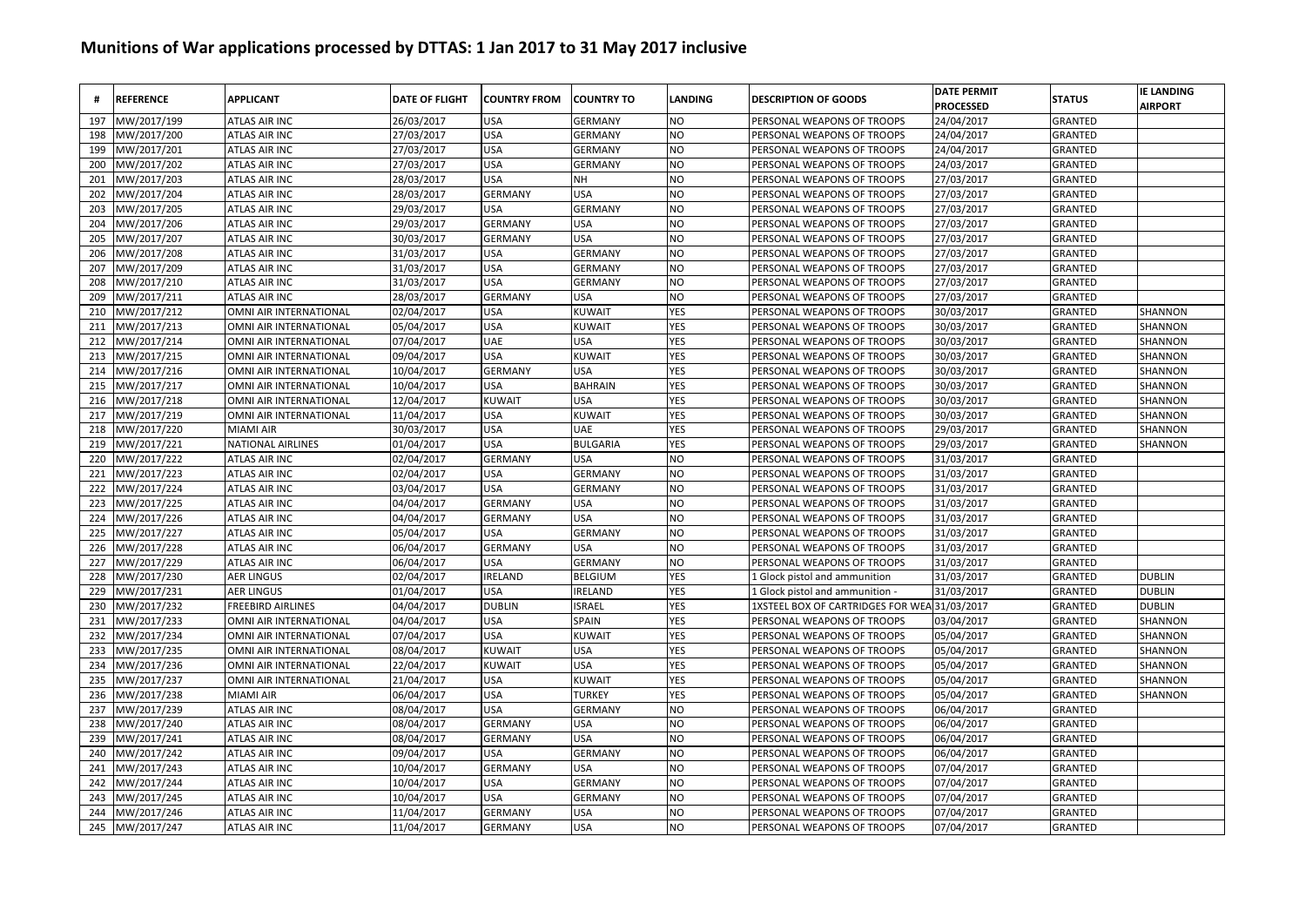# Munitions of War applications processed by DTTAS: 1 Jan 2017 to 31 May 2017 inclusive

| # | REFERENCE | APPLICANT | DATE OF FLIGHT | COUNTRY FROM | COUNTRY TO | LANDING | DESCRIPTION OF GOODS | DATE PERMIT PROCESSED | STATUS | IE LANDING AIRPORT |
|---|---|---|---|---|---|---|---|---|---|---|
| 197 | MW/2017/199 | ATLAS AIR INC | 26/03/2017 | USA | GERMANY | NO | PERSONAL WEAPONS OF TROOPS | 24/04/2017 | GRANTED | |
| 198 | MW/2017/200 | ATLAS AIR INC | 27/03/2017 | USA | GERMANY | NO | PERSONAL WEAPONS OF TROOPS | 24/04/2017 | GRANTED | |
| 199 | MW/2017/201 | ATLAS AIR INC | 27/03/2017 | USA | GERMANY | NO | PERSONAL WEAPONS OF TROOPS | 24/04/2017 | GRANTED | |
| 200 | MW/2017/202 | ATLAS AIR INC | 27/03/2017 | USA | GERMANY | NO | PERSONAL WEAPONS OF TROOPS | 24/03/2017 | GRANTED | |
| 201 | MW/2017/203 | ATLAS AIR INC | 28/03/2017 | USA | NH | NO | PERSONAL WEAPONS OF TROOPS | 27/03/2017 | GRANTED | |
| 202 | MW/2017/204 | ATLAS AIR INC | 28/03/2017 | GERMANY | USA | NO | PERSONAL WEAPONS OF TROOPS | 27/03/2017 | GRANTED | |
| 203 | MW/2017/205 | ATLAS AIR INC | 29/03/2017 | USA | GERMANY | NO | PERSONAL WEAPONS OF TROOPS | 27/03/2017 | GRANTED | |
| 204 | MW/2017/206 | ATLAS AIR INC | 29/03/2017 | GERMANY | USA | NO | PERSONAL WEAPONS OF TROOPS | 27/03/2017 | GRANTED | |
| 205 | MW/2017/207 | ATLAS AIR INC | 30/03/2017 | GERMANY | USA | NO | PERSONAL WEAPONS OF TROOPS | 27/03/2017 | GRANTED | |
| 206 | MW/2017/208 | ATLAS AIR INC | 31/03/2017 | USA | GERMANY | NO | PERSONAL WEAPONS OF TROOPS | 27/03/2017 | GRANTED | |
| 207 | MW/2017/209 | ATLAS AIR INC | 31/03/2017 | USA | GERMANY | NO | PERSONAL WEAPONS OF TROOPS | 27/03/2017 | GRANTED | |
| 208 | MW/2017/210 | ATLAS AIR INC | 31/03/2017 | USA | GERMANY | NO | PERSONAL WEAPONS OF TROOPS | 27/03/2017 | GRANTED | |
| 209 | MW/2017/211 | ATLAS AIR INC | 28/03/2017 | GERMANY | USA | NO | PERSONAL WEAPONS OF TROOPS | 27/03/2017 | GRANTED | |
| 210 | MW/2017/212 | OMNI AIR INTERNATIONAL | 02/04/2017 | USA | KUWAIT | YES | PERSONAL WEAPONS OF TROOPS | 30/03/2017 | GRANTED | SHANNON |
| 211 | MW/2017/213 | OMNI AIR INTERNATIONAL | 05/04/2017 | USA | KUWAIT | YES | PERSONAL WEAPONS OF TROOPS | 30/03/2017 | GRANTED | SHANNON |
| 212 | MW/2017/214 | OMNI AIR INTERNATIONAL | 07/04/2017 | UAE | USA | YES | PERSONAL WEAPONS OF TROOPS | 30/03/2017 | GRANTED | SHANNON |
| 213 | MW/2017/215 | OMNI AIR INTERNATIONAL | 09/04/2017 | USA | KUWAIT | YES | PERSONAL WEAPONS OF TROOPS | 30/03/2017 | GRANTED | SHANNON |
| 214 | MW/2017/216 | OMNI AIR INTERNATIONAL | 10/04/2017 | GERMANY | USA | YES | PERSONAL WEAPONS OF TROOPS | 30/03/2017 | GRANTED | SHANNON |
| 215 | MW/2017/217 | OMNI AIR INTERNATIONAL | 10/04/2017 | USA | BAHRAIN | YES | PERSONAL WEAPONS OF TROOPS | 30/03/2017 | GRANTED | SHANNON |
| 216 | MW/2017/218 | OMNI AIR INTERNATIONAL | 12/04/2017 | KUWAIT | USA | YES | PERSONAL WEAPONS OF TROOPS | 30/03/2017 | GRANTED | SHANNON |
| 217 | MW/2017/219 | OMNI AIR INTERNATIONAL | 11/04/2017 | USA | KUWAIT | YES | PERSONAL WEAPONS OF TROOPS | 30/03/2017 | GRANTED | SHANNON |
| 218 | MW/2017/220 | MIAMI AIR | 30/03/2017 | USA | UAE | YES | PERSONAL WEAPONS OF TROOPS | 29/03/2017 | GRANTED | SHANNON |
| 219 | MW/2017/221 | NATIONAL AIRLINES | 01/04/2017 | USA | BULGARIA | YES | PERSONAL WEAPONS OF TROOPS | 29/03/2017 | GRANTED | SHANNON |
| 220 | MW/2017/222 | ATLAS AIR INC | 02/04/2017 | GERMANY | USA | NO | PERSONAL WEAPONS OF TROOPS | 31/03/2017 | GRANTED | |
| 221 | MW/2017/223 | ATLAS AIR INC | 02/04/2017 | USA | GERMANY | NO | PERSONAL WEAPONS OF TROOPS | 31/03/2017 | GRANTED | |
| 222 | MW/2017/224 | ATLAS AIR INC | 03/04/2017 | USA | GERMANY | NO | PERSONAL WEAPONS OF TROOPS | 31/03/2017 | GRANTED | |
| 223 | MW/2017/225 | ATLAS AIR INC | 04/04/2017 | GERMANY | USA | NO | PERSONAL WEAPONS OF TROOPS | 31/03/2017 | GRANTED | |
| 224 | MW/2017/226 | ATLAS AIR INC | 04/04/2017 | GERMANY | USA | NO | PERSONAL WEAPONS OF TROOPS | 31/03/2017 | GRANTED | |
| 225 | MW/2017/227 | ATLAS AIR INC | 05/04/2017 | USA | GERMANY | NO | PERSONAL WEAPONS OF TROOPS | 31/03/2017 | GRANTED | |
| 226 | MW/2017/228 | ATLAS AIR INC | 06/04/2017 | GERMANY | USA | NO | PERSONAL WEAPONS OF TROOPS | 31/03/2017 | GRANTED | |
| 227 | MW/2017/229 | ATLAS AIR INC | 06/04/2017 | USA | GERMANY | NO | PERSONAL WEAPONS OF TROOPS | 31/03/2017 | GRANTED | |
| 228 | MW/2017/230 | AER LINGUS | 02/04/2017 | IRELAND | BELGIUM | YES | 1 Glock pistol and ammunition | 31/03/2017 | GRANTED | DUBLIN |
| 229 | MW/2017/231 | AER LINGUS | 01/04/2017 | USA | IRELAND | YES | 1 Glock pistol and ammunition - | 31/03/2017 | GRANTED | DUBLIN |
| 230 | MW/2017/232 | FREEBIRD AIRLINES | 04/04/2017 | DUBLIN | ISRAEL | YES | 1XSTEEL BOX OF CARTRIDGES FOR WEA | 31/03/2017 | GRANTED | DUBLIN |
| 231 | MW/2017/233 | OMNI AIR INTERNATIONAL | 04/04/2017 | USA | SPAIN | YES | PERSONAL WEAPONS OF TROOPS | 03/04/2017 | GRANTED | SHANNON |
| 232 | MW/2017/234 | OMNI AIR INTERNATIONAL | 07/04/2017 | USA | KUWAIT | YES | PERSONAL WEAPONS OF TROOPS | 05/04/2017 | GRANTED | SHANNON |
| 233 | MW/2017/235 | OMNI AIR INTERNATIONAL | 08/04/2017 | KUWAIT | USA | YES | PERSONAL WEAPONS OF TROOPS | 05/04/2017 | GRANTED | SHANNON |
| 234 | MW/2017/236 | OMNI AIR INTERNATIONAL | 22/04/2017 | KUWAIT | USA | YES | PERSONAL WEAPONS OF TROOPS | 05/04/2017 | GRANTED | SHANNON |
| 235 | MW/2017/237 | OMNI AIR INTERNATIONAL | 21/04/2017 | USA | KUWAIT | YES | PERSONAL WEAPONS OF TROOPS | 05/04/2017 | GRANTED | SHANNON |
| 236 | MW/2017/238 | MIAMI AIR | 06/04/2017 | USA | TURKEY | YES | PERSONAL WEAPONS OF TROOPS | 05/04/2017 | GRANTED | SHANNON |
| 237 | MW/2017/239 | ATLAS AIR INC | 08/04/2017 | USA | GERMANY | NO | PERSONAL WEAPONS OF TROOPS | 06/04/2017 | GRANTED | |
| 238 | MW/2017/240 | ATLAS AIR INC | 08/04/2017 | GERMANY | USA | NO | PERSONAL WEAPONS OF TROOPS | 06/04/2017 | GRANTED | |
| 239 | MW/2017/241 | ATLAS AIR INC | 08/04/2017 | GERMANY | USA | NO | PERSONAL WEAPONS OF TROOPS | 06/04/2017 | GRANTED | |
| 240 | MW/2017/242 | ATLAS AIR INC | 09/04/2017 | USA | GERMANY | NO | PERSONAL WEAPONS OF TROOPS | 06/04/2017 | GRANTED | |
| 241 | MW/2017/243 | ATLAS AIR INC | 10/04/2017 | GERMANY | USA | NO | PERSONAL WEAPONS OF TROOPS | 07/04/2017 | GRANTED | |
| 242 | MW/2017/244 | ATLAS AIR INC | 10/04/2017 | USA | GERMANY | NO | PERSONAL WEAPONS OF TROOPS | 07/04/2017 | GRANTED | |
| 243 | MW/2017/245 | ATLAS AIR INC | 10/04/2017 | USA | GERMANY | NO | PERSONAL WEAPONS OF TROOPS | 07/04/2017 | GRANTED | |
| 244 | MW/2017/246 | ATLAS AIR INC | 11/04/2017 | GERMANY | USA | NO | PERSONAL WEAPONS OF TROOPS | 07/04/2017 | GRANTED | |
| 245 | MW/2017/247 | ATLAS AIR INC | 11/04/2017 | GERMANY | USA | NO | PERSONAL WEAPONS OF TROOPS | 07/04/2017 | GRANTED | |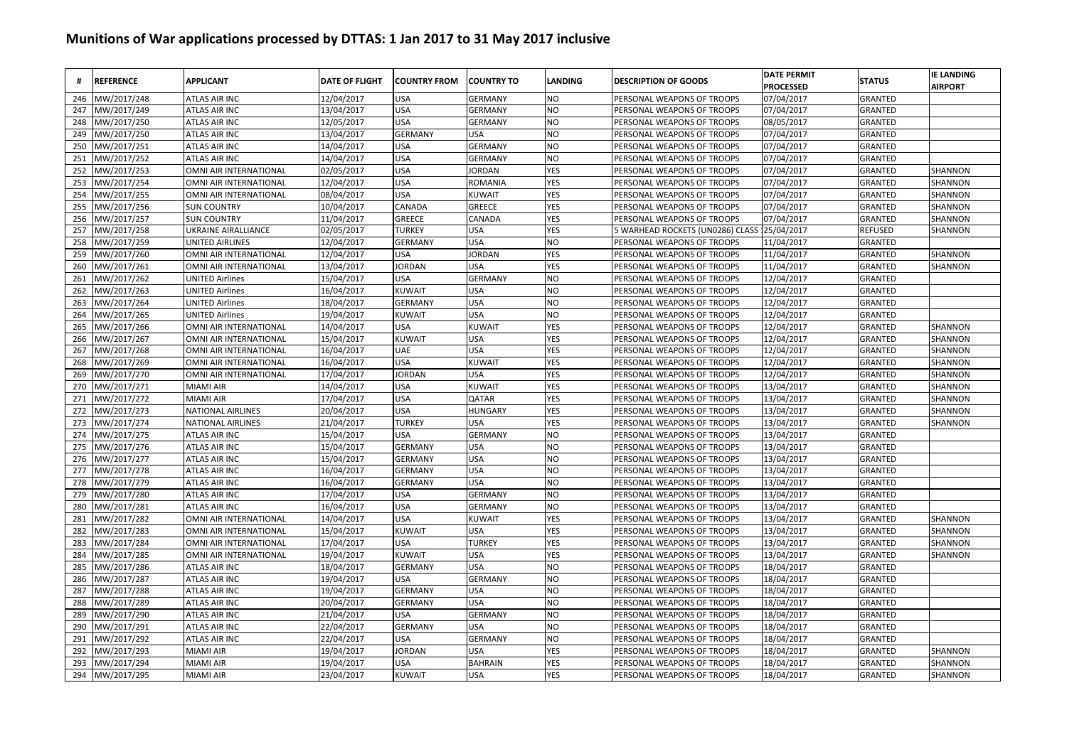# Munitions of War applications processed by DTTAS: 1 Jan 2017 to 31 May 2017 inclusive

| # | REFERENCE | APPLICANT | DATE OF FLIGHT | COUNTRY FROM | COUNTRY TO | LANDING | DESCRIPTION OF GOODS | DATE PERMIT PROCESSED | STATUS | IE LANDING AIRPORT |
|---|---|---|---|---|---|---|---|---|---|---|
| 246 | MW/2017/248 | ATLAS AIR INC | 12/04/2017 | USA | GERMANY | NO | PERSONAL WEAPONS OF TROOPS | 07/04/2017 | GRANTED | |
| 247 | MW/2017/249 | ATLAS AIR INC | 13/04/2017 | USA | GERMANY | NO | PERSONAL WEAPONS OF TROOPS | 07/04/2017 | GRANTED | |
| 248 | MW/2017/250 | ATLAS AIR INC | 12/05/2017 | USA | GERMANY | NO | PERSONAL WEAPONS OF TROOPS | 08/05/2017 | GRANTED | |
| 249 | MW/2017/250 | ATLAS AIR INC | 13/04/2017 | GERMANY | USA | NO | PERSONAL WEAPONS OF TROOPS | 07/04/2017 | GRANTED | |
| 250 | MW/2017/251 | ATLAS AIR INC | 14/04/2017 | USA | GERMANY | NO | PERSONAL WEAPONS OF TROOPS | 07/04/2017 | GRANTED | |
| 251 | MW/2017/252 | ATLAS AIR INC | 14/04/2017 | USA | GERMANY | NO | PERSONAL WEAPONS OF TROOPS | 07/04/2017 | GRANTED | |
| 252 | MW/2017/253 | OMNI AIR INTERNATIONAL | 02/05/2017 | USA | JORDAN | YES | PERSONAL WEAPONS OF TROOPS | 07/04/2017 | GRANTED | SHANNON |
| 253 | MW/2017/254 | OMNI AIR INTERNATIONAL | 12/04/2017 | USA | ROMANIA | YES | PERSONAL WEAPONS OF TROOPS | 07/04/2017 | GRANTED | SHANNON |
| 254 | MW/2017/255 | OMNI AIR INTERNATIONAL | 08/04/2017 | USA | KUWAIT | YES | PERSONAL WEAPONS OF TROOPS | 07/04/2017 | GRANTED | SHANNON |
| 255 | MW/2017/256 | SUN COUNTRY | 10/04/2017 | CANADA | GREECE | YES | PERSONAL WEAPONS OF TROOPS | 07/04/2017 | GRANTED | SHANNON |
| 256 | MW/2017/257 | SUN COUNTRY | 11/04/2017 | GREECE | CANADA | YES | PERSONAL WEAPONS OF TROOPS | 07/04/2017 | GRANTED | SHANNON |
| 257 | MW/2017/258 | UKRAINE AIRALLIANCE | 02/05/2017 | TURKEY | USA | YES | 5 WARHEAD ROCKETS (UN0286) CLASS | 25/04/2017 | REFUSED | SHANNON |
| 258 | MW/2017/259 | UNITED AIRLINES | 12/04/2017 | GERMANY | USA | NO | PERSONAL WEAPONS OF TROOPS | 11/04/2017 | GRANTED | |
| 259 | MW/2017/260 | OMNI AIR INTERNATIONAL | 12/04/2017 | USA | JORDAN | YES | PERSONAL WEAPONS OF TROOPS | 11/04/2017 | GRANTED | SHANNON |
| 260 | MW/2017/261 | OMNI AIR INTERNATIONAL | 13/04/2017 | JORDAN | USA | YES | PERSONAL WEAPONS OF TROOPS | 11/04/2017 | GRANTED | SHANNON |
| 261 | MW/2017/262 | UNITED Airlines | 15/04/2017 | USA | GERMANY | NO | PERSONAL WEAPONS OF TROOPS | 12/04/2017 | GRANTED | |
| 262 | MW/2017/263 | UNITED Airlines | 16/04/2017 | KUWAIT | USA | NO | PERSONAL WEAPONS OF TROOPS | 12/04/2017 | GRANTED | |
| 263 | MW/2017/264 | UNITED Airlines | 18/04/2017 | GERMANY | USA | NO | PERSONAL WEAPONS OF TROOPS | 12/04/2017 | GRANTED | |
| 264 | MW/2017/265 | UNITED Airlines | 19/04/2017 | KUWAIT | USA | NO | PERSONAL WEAPONS OF TROOPS | 12/04/2017 | GRANTED | |
| 265 | MW/2017/266 | OMNI AIR INTERNATIONAL | 14/04/2017 | USA | KUWAIT | YES | PERSONAL WEAPONS OF TROOPS | 12/04/2017 | GRANTED | SHANNON |
| 266 | MW/2017/267 | OMNI AIR INTERNATIONAL | 15/04/2017 | KUWAIT | USA | YES | PERSONAL WEAPONS OF TROOPS | 12/04/2017 | GRANTED | SHANNON |
| 267 | MW/2017/268 | OMNI AIR INTERNATIONAL | 16/04/2017 | UAE | USA | YES | PERSONAL WEAPONS OF TROOPS | 12/04/2017 | GRANTED | SHANNON |
| 268 | MW/2017/269 | OMNI AIR INTERNATIONAL | 16/04/2017 | USA | KUWAIT | YES | PERSONAL WEAPONS OF TROOPS | 12/04/2017 | GRANTED | SHANNON |
| 269 | MW/2017/270 | OMNI AIR INTERNATIONAL | 17/04/2017 | JORDAN | USA | YES | PERSONAL WEAPONS OF TROOPS | 12/04/2017 | GRANTED | SHANNON |
| 270 | MW/2017/271 | MIAMI AIR | 14/04/2017 | USA | KUWAIT | YES | PERSONAL WEAPONS OF TROOPS | 13/04/2017 | GRANTED | SHANNON |
| 271 | MW/2017/272 | MIAMI AIR | 17/04/2017 | USA | QATAR | YES | PERSONAL WEAPONS OF TROOPS | 13/04/2017 | GRANTED | SHANNON |
| 272 | MW/2017/273 | NATIONAL AIRLINES | 20/04/2017 | USA | HUNGARY | YES | PERSONAL WEAPONS OF TROOPS | 13/04/2017 | GRANTED | SHANNON |
| 273 | MW/2017/274 | NATIONAL AIRLINES | 21/04/2017 | TURKEY | USA | YES | PERSONAL WEAPONS OF TROOPS | 13/04/2017 | GRANTED | SHANNON |
| 274 | MW/2017/275 | ATLAS AIR INC | 15/04/2017 | USA | GERMANY | NO | PERSONAL WEAPONS OF TROOPS | 13/04/2017 | GRANTED | |
| 275 | MW/2017/276 | ATLAS AIR INC | 15/04/2017 | GERMANY | USA | NO | PERSONAL WEAPONS OF TROOPS | 13/04/2017 | GRANTED | |
| 276 | MW/2017/277 | ATLAS AIR INC | 15/04/2017 | GERMANY | USA | NO | PERSONAL WEAPONS OF TROOPS | 13/04/2017 | GRANTED | |
| 277 | MW/2017/278 | ATLAS AIR INC | 16/04/2017 | GERMANY | USA | NO | PERSONAL WEAPONS OF TROOPS | 13/04/2017 | GRANTED | |
| 278 | MW/2017/279 | ATLAS AIR INC | 16/04/2017 | GERMANY | USA | NO | PERSONAL WEAPONS OF TROOPS | 13/04/2017 | GRANTED | |
| 279 | MW/2017/280 | ATLAS AIR INC | 17/04/2017 | USA | GERMANY | NO | PERSONAL WEAPONS OF TROOPS | 13/04/2017 | GRANTED | |
| 280 | MW/2017/281 | ATLAS AIR INC | 16/04/2017 | USA | GERMANY | NO | PERSONAL WEAPONS OF TROOPS | 13/04/2017 | GRANTED | |
| 281 | MW/2017/282 | OMNI AIR INTERNATIONAL | 14/04/2017 | USA | KUWAIT | YES | PERSONAL WEAPONS OF TROOPS | 13/04/2017 | GRANTED | SHANNON |
| 282 | MW/2017/283 | OMNI AIR INTERNATIONAL | 15/04/2017 | KUWAIT | USA | YES | PERSONAL WEAPONS OF TROOPS | 13/04/2017 | GRANTED | SHANNON |
| 283 | MW/2017/284 | OMNI AIR INTERNATIONAL | 17/04/2017 | USA | TURKEY | YES | PERSONAL WEAPONS OF TROOPS | 13/04/2017 | GRANTED | SHANNON |
| 284 | MW/2017/285 | OMNI AIR INTERNATIONAL | 19/04/2017 | KUWAIT | USA | YES | PERSONAL WEAPONS OF TROOPS | 13/04/2017 | GRANTED | SHANNON |
| 285 | MW/2017/286 | ATLAS AIR INC | 18/04/2017 | GERMANY | USA | NO | PERSONAL WEAPONS OF TROOPS | 18/04/2017 | GRANTED | |
| 286 | MW/2017/287 | ATLAS AIR INC | 19/04/2017 | USA | GERMANY | NO | PERSONAL WEAPONS OF TROOPS | 18/04/2017 | GRANTED | |
| 287 | MW/2017/288 | ATLAS AIR INC | 19/04/2017 | GERMANY | USA | NO | PERSONAL WEAPONS OF TROOPS | 18/04/2017 | GRANTED | |
| 288 | MW/2017/289 | ATLAS AIR INC | 20/04/2017 | GERMANY | USA | NO | PERSONAL WEAPONS OF TROOPS | 18/04/2017 | GRANTED | |
| 289 | MW/2017/290 | ATLAS AIR INC | 21/04/2017 | USA | GERMANY | NO | PERSONAL WEAPONS OF TROOPS | 18/04/2017 | GRANTED | |
| 290 | MW/2017/291 | ATLAS AIR INC | 22/04/2017 | GERMANY | USA | NO | PERSONAL WEAPONS OF TROOPS | 18/04/2017 | GRANTED | |
| 291 | MW/2017/292 | ATLAS AIR INC | 22/04/2017 | USA | GERMANY | NO | PERSONAL WEAPONS OF TROOPS | 18/04/2017 | GRANTED | |
| 292 | MW/2017/293 | MIAMI AIR | 19/04/2017 | JORDAN | USA | YES | PERSONAL WEAPONS OF TROOPS | 18/04/2017 | GRANTED | SHANNON |
| 293 | MW/2017/294 | MIAMI AIR | 19/04/2017 | USA | BAHRAIN | YES | PERSONAL WEAPONS OF TROOPS | 18/04/2017 | GRANTED | SHANNON |
| 294 | MW/2017/295 | MIAMI AIR | 23/04/2017 | KUWAIT | USA | YES | PERSONAL WEAPONS OF TROOPS | 18/04/2017 | GRANTED | SHANNON |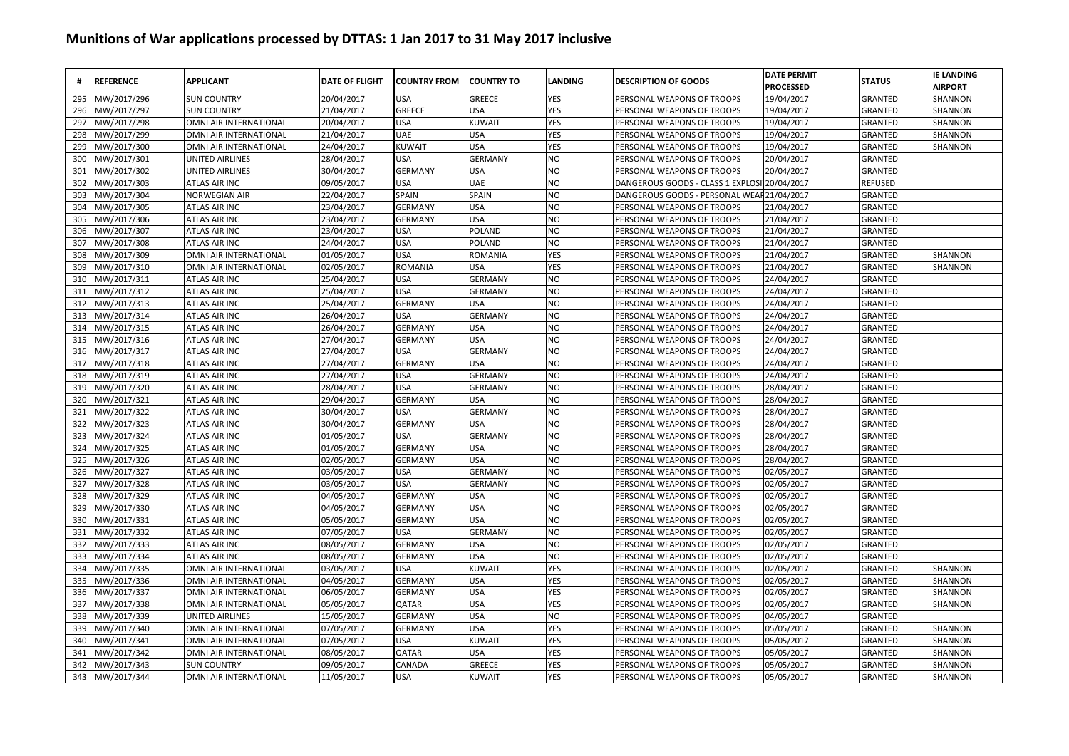# Munitions of War applications processed by DTTAS: 1 Jan 2017 to 31 May 2017 inclusive

| # | REFERENCE | APPLICANT | DATE OF FLIGHT | COUNTRY FROM | COUNTRY TO | LANDING | DESCRIPTION OF GOODS | DATE PERMIT PROCESSED | STATUS | IE LANDING AIRPORT |
|---|---|---|---|---|---|---|---|---|---|---|
| 295 | MW/2017/296 | SUN COUNTRY | 20/04/2017 | USA | GREECE | YES | PERSONAL WEAPONS OF TROOPS | 19/04/2017 | GRANTED | SHANNON |
| 296 | MW/2017/297 | SUN COUNTRY | 21/04/2017 | GREECE | USA | YES | PERSONAL WEAPONS OF TROOPS | 19/04/2017 | GRANTED | SHANNON |
| 297 | MW/2017/298 | OMNI AIR INTERNATIONAL | 20/04/2017 | USA | KUWAIT | YES | PERSONAL WEAPONS OF TROOPS | 19/04/2017 | GRANTED | SHANNON |
| 298 | MW/2017/299 | OMNI AIR INTERNATIONAL | 21/04/2017 | UAE | USA | YES | PERSONAL WEAPONS OF TROOPS | 19/04/2017 | GRANTED | SHANNON |
| 299 | MW/2017/300 | OMNI AIR INTERNATIONAL | 24/04/2017 | KUWAIT | USA | YES | PERSONAL WEAPONS OF TROOPS | 19/04/2017 | GRANTED | SHANNON |
| 300 | MW/2017/301 | UNITED AIRLINES | 28/04/2017 | USA | GERMANY | NO | PERSONAL WEAPONS OF TROOPS | 20/04/2017 | GRANTED | |
| 301 | MW/2017/302 | UNITED AIRLINES | 30/04/2017 | GERMANY | USA | NO | PERSONAL WEAPONS OF TROOPS | 20/04/2017 | GRANTED | |
| 302 | MW/2017/303 | ATLAS AIR INC | 09/05/2017 | USA | UAE | NO | DANGEROUS GOODS - CLASS 1 EXPLOSI | 20/04/2017 | REFUSED | |
| 303 | MW/2017/304 | NORWEGIAN AIR | 22/04/2017 | SPAIN | SPAIN | NO | DANGEROUS GOODS - PERSONAL WEAP | 21/04/2017 | GRANTED | |
| 304 | MW/2017/305 | ATLAS AIR INC | 23/04/2017 | GERMANY | USA | NO | PERSONAL WEAPONS OF TROOPS | 21/04/2017 | GRANTED | |
| 305 | MW/2017/306 | ATLAS AIR INC | 23/04/2017 | GERMANY | USA | NO | PERSONAL WEAPONS OF TROOPS | 21/04/2017 | GRANTED | |
| 306 | MW/2017/307 | ATLAS AIR INC | 23/04/2017 | USA | POLAND | NO | PERSONAL WEAPONS OF TROOPS | 21/04/2017 | GRANTED | |
| 307 | MW/2017/308 | ATLAS AIR INC | 24/04/2017 | USA | POLAND | NO | PERSONAL WEAPONS OF TROOPS | 21/04/2017 | GRANTED | |
| 308 | MW/2017/309 | OMNI AIR INTERNATIONAL | 01/05/2017 | USA | ROMANIA | YES | PERSONAL WEAPONS OF TROOPS | 21/04/2017 | GRANTED | SHANNON |
| 309 | MW/2017/310 | OMNI AIR INTERNATIONAL | 02/05/2017 | ROMANIA | USA | YES | PERSONAL WEAPONS OF TROOPS | 21/04/2017 | GRANTED | SHANNON |
| 310 | MW/2017/311 | ATLAS AIR INC | 25/04/2017 | USA | GERMANY | NO | PERSONAL WEAPONS OF TROOPS | 24/04/2017 | GRANTED | |
| 311 | MW/2017/312 | ATLAS AIR INC | 25/04/2017 | USA | GERMANY | NO | PERSONAL WEAPONS OF TROOPS | 24/04/2017 | GRANTED | |
| 312 | MW/2017/313 | ATLAS AIR INC | 25/04/2017 | GERMANY | USA | NO | PERSONAL WEAPONS OF TROOPS | 24/04/2017 | GRANTED | |
| 313 | MW/2017/314 | ATLAS AIR INC | 26/04/2017 | USA | GERMANY | NO | PERSONAL WEAPONS OF TROOPS | 24/04/2017 | GRANTED | |
| 314 | MW/2017/315 | ATLAS AIR INC | 26/04/2017 | GERMANY | USA | NO | PERSONAL WEAPONS OF TROOPS | 24/04/2017 | GRANTED | |
| 315 | MW/2017/316 | ATLAS AIR INC | 27/04/2017 | GERMANY | USA | NO | PERSONAL WEAPONS OF TROOPS | 24/04/2017 | GRANTED | |
| 316 | MW/2017/317 | ATLAS AIR INC | 27/04/2017 | USA | GERMANY | NO | PERSONAL WEAPONS OF TROOPS | 24/04/2017 | GRANTED | |
| 317 | MW/2017/318 | ATLAS AIR INC | 27/04/2017 | GERMANY | USA | NO | PERSONAL WEAPONS OF TROOPS | 24/04/2017 | GRANTED | |
| 318 | MW/2017/319 | ATLAS AIR INC | 27/04/2017 | USA | GERMANY | NO | PERSONAL WEAPONS OF TROOPS | 24/04/2017 | GRANTED | |
| 319 | MW/2017/320 | ATLAS AIR INC | 28/04/2017 | USA | GERMANY | NO | PERSONAL WEAPONS OF TROOPS | 28/04/2017 | GRANTED | |
| 320 | MW/2017/321 | ATLAS AIR INC | 29/04/2017 | GERMANY | USA | NO | PERSONAL WEAPONS OF TROOPS | 28/04/2017 | GRANTED | |
| 321 | MW/2017/322 | ATLAS AIR INC | 30/04/2017 | USA | GERMANY | NO | PERSONAL WEAPONS OF TROOPS | 28/04/2017 | GRANTED | |
| 322 | MW/2017/323 | ATLAS AIR INC | 30/04/2017 | GERMANY | USA | NO | PERSONAL WEAPONS OF TROOPS | 28/04/2017 | GRANTED | |
| 323 | MW/2017/324 | ATLAS AIR INC | 01/05/2017 | USA | GERMANY | NO | PERSONAL WEAPONS OF TROOPS | 28/04/2017 | GRANTED | |
| 324 | MW/2017/325 | ATLAS AIR INC | 01/05/2017 | GERMANY | USA | NO | PERSONAL WEAPONS OF TROOPS | 28/04/2017 | GRANTED | |
| 325 | MW/2017/326 | ATLAS AIR INC | 02/05/2017 | GERMANY | USA | NO | PERSONAL WEAPONS OF TROOPS | 28/04/2017 | GRANTED | |
| 326 | MW/2017/327 | ATLAS AIR INC | 03/05/2017 | USA | GERMANY | NO | PERSONAL WEAPONS OF TROOPS | 02/05/2017 | GRANTED | |
| 327 | MW/2017/328 | ATLAS AIR INC | 03/05/2017 | USA | GERMANY | NO | PERSONAL WEAPONS OF TROOPS | 02/05/2017 | GRANTED | |
| 328 | MW/2017/329 | ATLAS AIR INC | 04/05/2017 | GERMANY | USA | NO | PERSONAL WEAPONS OF TROOPS | 02/05/2017 | GRANTED | |
| 329 | MW/2017/330 | ATLAS AIR INC | 04/05/2017 | GERMANY | USA | NO | PERSONAL WEAPONS OF TROOPS | 02/05/2017 | GRANTED | |
| 330 | MW/2017/331 | ATLAS AIR INC | 05/05/2017 | GERMANY | USA | NO | PERSONAL WEAPONS OF TROOPS | 02/05/2017 | GRANTED | |
| 331 | MW/2017/332 | ATLAS AIR INC | 07/05/2017 | USA | GERMANY | NO | PERSONAL WEAPONS OF TROOPS | 02/05/2017 | GRANTED | |
| 332 | MW/2017/333 | ATLAS AIR INC | 08/05/2017 | GERMANY | USA | NO | PERSONAL WEAPONS OF TROOPS | 02/05/2017 | GRANTED | |
| 333 | MW/2017/334 | ATLAS AIR INC | 08/05/2017 | GERMANY | USA | NO | PERSONAL WEAPONS OF TROOPS | 02/05/2017 | GRANTED | |
| 334 | MW/2017/335 | OMNI AIR INTERNATIONAL | 03/05/2017 | USA | KUWAIT | YES | PERSONAL WEAPONS OF TROOPS | 02/05/2017 | GRANTED | SHANNON |
| 335 | MW/2017/336 | OMNI AIR INTERNATIONAL | 04/05/2017 | GERMANY | USA | YES | PERSONAL WEAPONS OF TROOPS | 02/05/2017 | GRANTED | SHANNON |
| 336 | MW/2017/337 | OMNI AIR INTERNATIONAL | 06/05/2017 | GERMANY | USA | YES | PERSONAL WEAPONS OF TROOPS | 02/05/2017 | GRANTED | SHANNON |
| 337 | MW/2017/338 | OMNI AIR INTERNATIONAL | 05/05/2017 | QATAR | USA | YES | PERSONAL WEAPONS OF TROOPS | 02/05/2017 | GRANTED | SHANNON |
| 338 | MW/2017/339 | UNITED AIRLINES | 15/05/2017 | GERMANY | USA | NO | PERSONAL WEAPONS OF TROOPS | 04/05/2017 | GRANTED | |
| 339 | MW/2017/340 | OMNI AIR INTERNATIONAL | 07/05/2017 | GERMANY | USA | YES | PERSONAL WEAPONS OF TROOPS | 05/05/2017 | GRANTED | SHANNON |
| 340 | MW/2017/341 | OMNI AIR INTERNATIONAL | 07/05/2017 | USA | KUWAIT | YES | PERSONAL WEAPONS OF TROOPS | 05/05/2017 | GRANTED | SHANNON |
| 341 | MW/2017/342 | OMNI AIR INTERNATIONAL | 08/05/2017 | QATAR | USA | YES | PERSONAL WEAPONS OF TROOPS | 05/05/2017 | GRANTED | SHANNON |
| 342 | MW/2017/343 | SUN COUNTRY | 09/05/2017 | CANADA | GREECE | YES | PERSONAL WEAPONS OF TROOPS | 05/05/2017 | GRANTED | SHANNON |
| 343 | MW/2017/344 | OMNI AIR INTERNATIONAL | 11/05/2017 | USA | KUWAIT | YES | PERSONAL WEAPONS OF TROOPS | 05/05/2017 | GRANTED | SHANNON |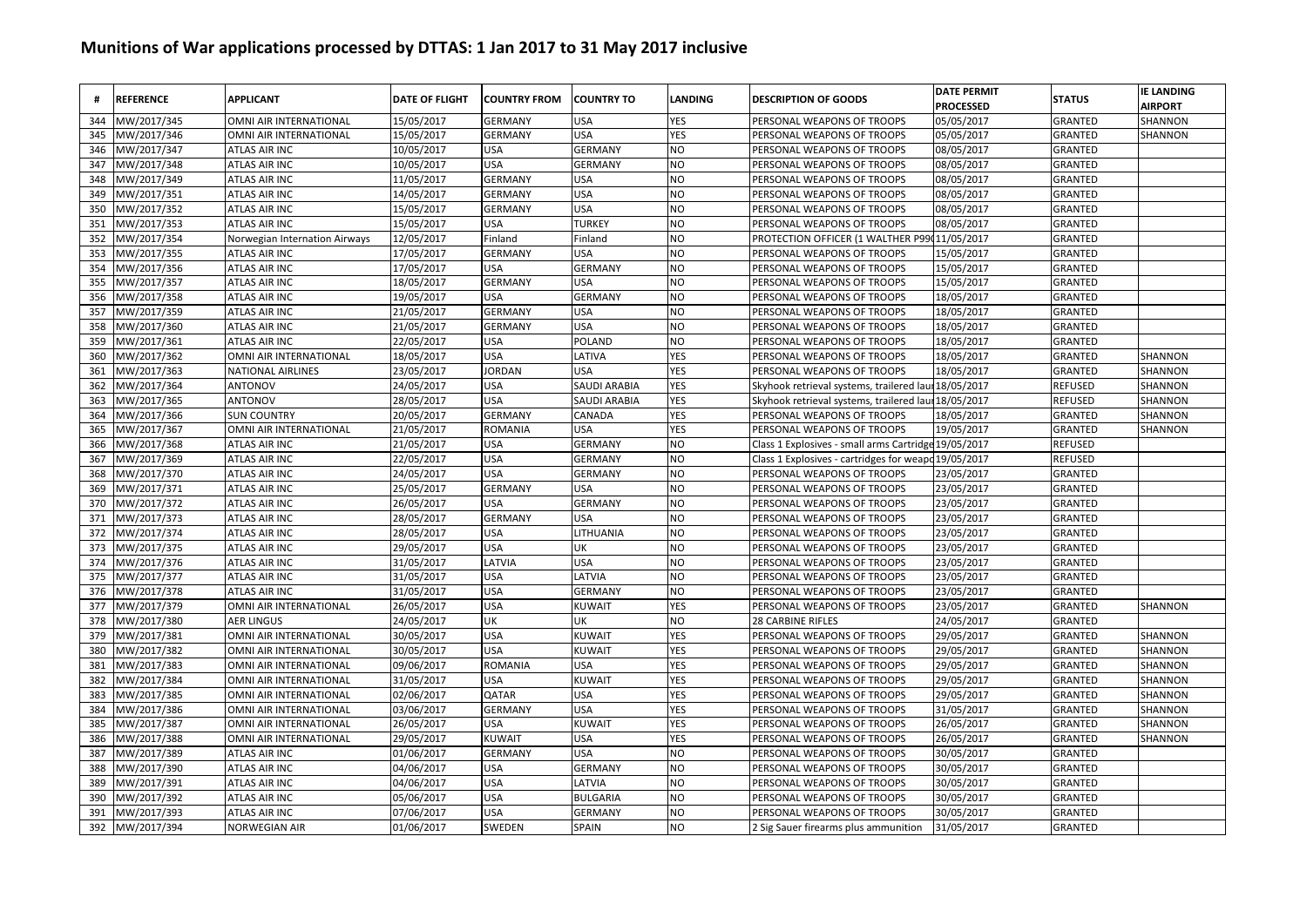# Munitions of War applications processed by DTTAS: 1 Jan 2017 to 31 May 2017 inclusive

| # | REFERENCE | APPLICANT | DATE OF FLIGHT | COUNTRY FROM | COUNTRY TO | LANDING | DESCRIPTION OF GOODS | DATE PERMIT PROCESSED | STATUS | IE LANDING AIRPORT |
|---|---|---|---|---|---|---|---|---|---|---|
| 344 | MW/2017/345 | OMNI AIR INTERNATIONAL | 15/05/2017 | GERMANY | USA | YES | PERSONAL WEAPONS OF TROOPS | 05/05/2017 | GRANTED | SHANNON |
| 345 | MW/2017/346 | OMNI AIR INTERNATIONAL | 15/05/2017 | GERMANY | USA | YES | PERSONAL WEAPONS OF TROOPS | 05/05/2017 | GRANTED | SHANNON |
| 346 | MW/2017/347 | ATLAS AIR INC | 10/05/2017 | USA | GERMANY | NO | PERSONAL WEAPONS OF TROOPS | 08/05/2017 | GRANTED | |
| 347 | MW/2017/348 | ATLAS AIR INC | 10/05/2017 | USA | GERMANY | NO | PERSONAL WEAPONS OF TROOPS | 08/05/2017 | GRANTED | |
| 348 | MW/2017/349 | ATLAS AIR INC | 11/05/2017 | GERMANY | USA | NO | PERSONAL WEAPONS OF TROOPS | 08/05/2017 | GRANTED | |
| 349 | MW/2017/351 | ATLAS AIR INC | 14/05/2017 | GERMANY | USA | NO | PERSONAL WEAPONS OF TROOPS | 08/05/2017 | GRANTED | |
| 350 | MW/2017/352 | ATLAS AIR INC | 15/05/2017 | GERMANY | USA | NO | PERSONAL WEAPONS OF TROOPS | 08/05/2017 | GRANTED | |
| 351 | MW/2017/353 | ATLAS AIR INC | 15/05/2017 | USA | TURKEY | NO | PERSONAL WEAPONS OF TROOPS | 08/05/2017 | GRANTED | |
| 352 | MW/2017/354 | Norwegian Internation Airways | 12/05/2017 | Finland | Finland | NO | PROTECTION OFFICER (1 WALTHER P99( | 11/05/2017 | GRANTED | |
| 353 | MW/2017/355 | ATLAS AIR INC | 17/05/2017 | GERMANY | USA | NO | PERSONAL WEAPONS OF TROOPS | 15/05/2017 | GRANTED | |
| 354 | MW/2017/356 | ATLAS AIR INC | 17/05/2017 | USA | GERMANY | NO | PERSONAL WEAPONS OF TROOPS | 15/05/2017 | GRANTED | |
| 355 | MW/2017/357 | ATLAS AIR INC | 18/05/2017 | GERMANY | USA | NO | PERSONAL WEAPONS OF TROOPS | 15/05/2017 | GRANTED | |
| 356 | MW/2017/358 | ATLAS AIR INC | 19/05/2017 | USA | GERMANY | NO | PERSONAL WEAPONS OF TROOPS | 18/05/2017 | GRANTED | |
| 357 | MW/2017/359 | ATLAS AIR INC | 21/05/2017 | GERMANY | USA | NO | PERSONAL WEAPONS OF TROOPS | 18/05/2017 | GRANTED | |
| 358 | MW/2017/360 | ATLAS AIR INC | 21/05/2017 | GERMANY | USA | NO | PERSONAL WEAPONS OF TROOPS | 18/05/2017 | GRANTED | |
| 359 | MW/2017/361 | ATLAS AIR INC | 22/05/2017 | USA | POLAND | NO | PERSONAL WEAPONS OF TROOPS | 18/05/2017 | GRANTED | |
| 360 | MW/2017/362 | OMNI AIR INTERNATIONAL | 18/05/2017 | USA | LATIVA | YES | PERSONAL WEAPONS OF TROOPS | 18/05/2017 | GRANTED | SHANNON |
| 361 | MW/2017/363 | NATIONAL AIRLINES | 23/05/2017 | JORDAN | USA | YES | PERSONAL WEAPONS OF TROOPS | 18/05/2017 | GRANTED | SHANNON |
| 362 | MW/2017/364 | ANTONOV | 24/05/2017 | USA | SAUDI ARABIA | YES | Skyhook retrieval systems, trailered laur | 18/05/2017 | REFUSED | SHANNON |
| 363 | MW/2017/365 | ANTONOV | 28/05/2017 | USA | SAUDI ARABIA | YES | Skyhook retrieval systems, trailered laur | 18/05/2017 | REFUSED | SHANNON |
| 364 | MW/2017/366 | SUN COUNTRY | 20/05/2017 | GERMANY | CANADA | YES | PERSONAL WEAPONS OF TROOPS | 18/05/2017 | GRANTED | SHANNON |
| 365 | MW/2017/367 | OMNI AIR INTERNATIONAL | 21/05/2017 | ROMANIA | USA | YES | PERSONAL WEAPONS OF TROOPS | 19/05/2017 | GRANTED | SHANNON |
| 366 | MW/2017/368 | ATLAS AIR INC | 21/05/2017 | USA | GERMANY | NO | Class 1 Explosives - small arms Cartridge | 19/05/2017 | REFUSED | |
| 367 | MW/2017/369 | ATLAS AIR INC | 22/05/2017 | USA | GERMANY | NO | Class 1 Explosives - cartridges for weapo | 19/05/2017 | REFUSED | |
| 368 | MW/2017/370 | ATLAS AIR INC | 24/05/2017 | USA | GERMANY | NO | PERSONAL WEAPONS OF TROOPS | 23/05/2017 | GRANTED | |
| 369 | MW/2017/371 | ATLAS AIR INC | 25/05/2017 | GERMANY | USA | NO | PERSONAL WEAPONS OF TROOPS | 23/05/2017 | GRANTED | |
| 370 | MW/2017/372 | ATLAS AIR INC | 26/05/2017 | USA | GERMANY | NO | PERSONAL WEAPONS OF TROOPS | 23/05/2017 | GRANTED | |
| 371 | MW/2017/373 | ATLAS AIR INC | 28/05/2017 | GERMANY | USA | NO | PERSONAL WEAPONS OF TROOPS | 23/05/2017 | GRANTED | |
| 372 | MW/2017/374 | ATLAS AIR INC | 28/05/2017 | USA | LITHUANIA | NO | PERSONAL WEAPONS OF TROOPS | 23/05/2017 | GRANTED | |
| 373 | MW/2017/375 | ATLAS AIR INC | 29/05/2017 | USA | UK | NO | PERSONAL WEAPONS OF TROOPS | 23/05/2017 | GRANTED | |
| 374 | MW/2017/376 | ATLAS AIR INC | 31/05/2017 | LATVIA | USA | NO | PERSONAL WEAPONS OF TROOPS | 23/05/2017 | GRANTED | |
| 375 | MW/2017/377 | ATLAS AIR INC | 31/05/2017 | USA | LATVIA | NO | PERSONAL WEAPONS OF TROOPS | 23/05/2017 | GRANTED | |
| 376 | MW/2017/378 | ATLAS AIR INC | 31/05/2017 | USA | GERMANY | NO | PERSONAL WEAPONS OF TROOPS | 23/05/2017 | GRANTED | |
| 377 | MW/2017/379 | OMNI AIR INTERNATIONAL | 26/05/2017 | USA | KUWAIT | YES | PERSONAL WEAPONS OF TROOPS | 23/05/2017 | GRANTED | SHANNON |
| 378 | MW/2017/380 | AER LINGUS | 24/05/2017 | UK | UK | NO | 28 CARBINE RIFLES | 24/05/2017 | GRANTED | |
| 379 | MW/2017/381 | OMNI AIR INTERNATIONAL | 30/05/2017 | USA | KUWAIT | YES | PERSONAL WEAPONS OF TROOPS | 29/05/2017 | GRANTED | SHANNON |
| 380 | MW/2017/382 | OMNI AIR INTERNATIONAL | 30/05/2017 | USA | KUWAIT | YES | PERSONAL WEAPONS OF TROOPS | 29/05/2017 | GRANTED | SHANNON |
| 381 | MW/2017/383 | OMNI AIR INTERNATIONAL | 09/06/2017 | ROMANIA | USA | YES | PERSONAL WEAPONS OF TROOPS | 29/05/2017 | GRANTED | SHANNON |
| 382 | MW/2017/384 | OMNI AIR INTERNATIONAL | 31/05/2017 | USA | KUWAIT | YES | PERSONAL WEAPONS OF TROOPS | 29/05/2017 | GRANTED | SHANNON |
| 383 | MW/2017/385 | OMNI AIR INTERNATIONAL | 02/06/2017 | QATAR | USA | YES | PERSONAL WEAPONS OF TROOPS | 29/05/2017 | GRANTED | SHANNON |
| 384 | MW/2017/386 | OMNI AIR INTERNATIONAL | 03/06/2017 | GERMANY | USA | YES | PERSONAL WEAPONS OF TROOPS | 31/05/2017 | GRANTED | SHANNON |
| 385 | MW/2017/387 | OMNI AIR INTERNATIONAL | 26/05/2017 | USA | KUWAIT | YES | PERSONAL WEAPONS OF TROOPS | 26/05/2017 | GRANTED | SHANNON |
| 386 | MW/2017/388 | OMNI AIR INTERNATIONAL | 29/05/2017 | KUWAIT | USA | YES | PERSONAL WEAPONS OF TROOPS | 26/05/2017 | GRANTED | SHANNON |
| 387 | MW/2017/389 | ATLAS AIR INC | 01/06/2017 | GERMANY | USA | NO | PERSONAL WEAPONS OF TROOPS | 30/05/2017 | GRANTED | |
| 388 | MW/2017/390 | ATLAS AIR INC | 04/06/2017 | USA | GERMANY | NO | PERSONAL WEAPONS OF TROOPS | 30/05/2017 | GRANTED | |
| 389 | MW/2017/391 | ATLAS AIR INC | 04/06/2017 | USA | LATVIA | NO | PERSONAL WEAPONS OF TROOPS | 30/05/2017 | GRANTED | |
| 390 | MW/2017/392 | ATLAS AIR INC | 05/06/2017 | USA | BULGARIA | NO | PERSONAL WEAPONS OF TROOPS | 30/05/2017 | GRANTED | |
| 391 | MW/2017/393 | ATLAS AIR INC | 07/06/2017 | USA | GERMANY | NO | PERSONAL WEAPONS OF TROOPS | 30/05/2017 | GRANTED | |
| 392 | MW/2017/394 | NORWEGIAN AIR | 01/06/2017 | SWEDEN | SPAIN | NO | 2 Sig Sauer firearms plus ammunition | 31/05/2017 | GRANTED | |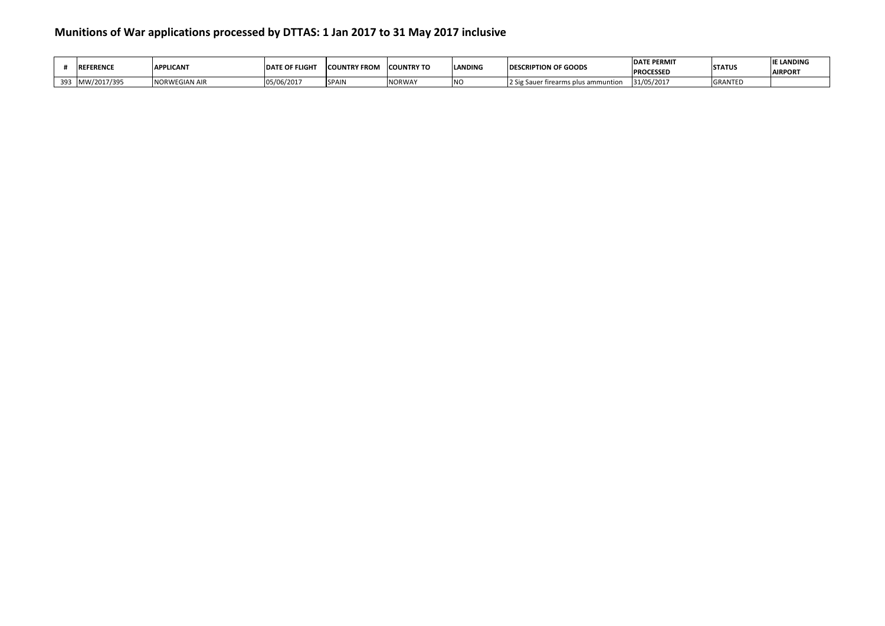# Munitions of War applications processed by DTTAS: 1 Jan 2017 to 31 May 2017 inclusive

| # | REFERENCE | APPLICANT | DATE OF FLIGHT | COUNTRY FROM | COUNTRY TO | LANDING | DESCRIPTION OF GOODS | DATE PERMIT PROCESSED | STATUS | IE LANDING AIRPORT |
|---|---|---|---|---|---|---|---|---|---|---|
| 393 | MW/2017/395 | NORWEGIAN AIR | 05/06/2017 | SPAIN | NORWAY | NO | 2 Sig Sauer firearms plus ammuntion | 31/05/2017 | GRANTED | |